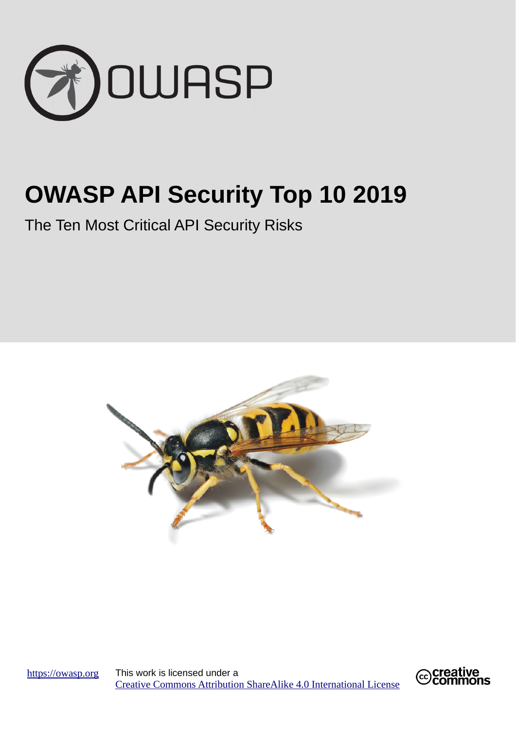OWASP

# OWASP API Security Top 10 2019

The Ten Most Critical API Security Risks

https://owasp.org

This work is licensed under a [Creative Commons Attribution ShareAlike 4.0 International License](https://creativecommons.org/licenses/by-sa/4.0/)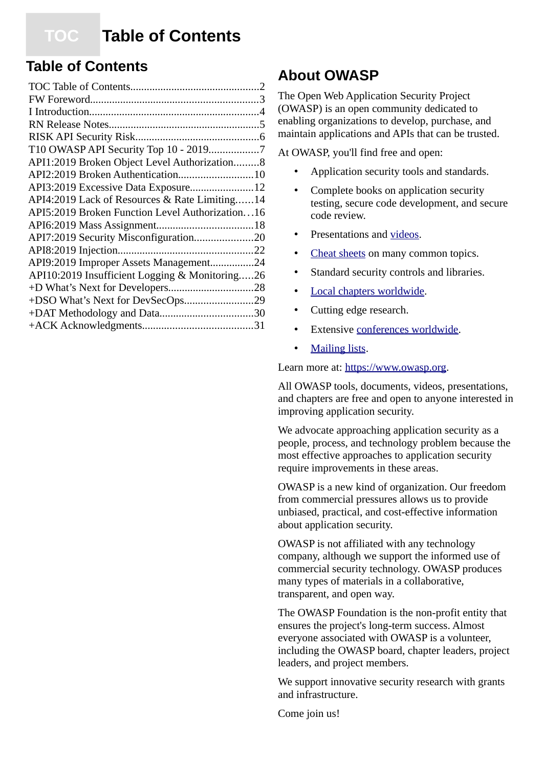# TOC Table of Contents

## Table of Contents

- TOC Table of Contents ..... 2
- FW Foreword ..... 3
- I Introduction ..... 4
- RN Release Notes ..... 5
- RISK API Security Risk ..... 6
- T10 OWASP API Security Top 10 - 2019 ..... 7
- API1:2019 Broken Object Level Authorization ..... 8
- API2:2019 Broken Authentication ..... 10
- API3:2019 Excessive Data Exposure ..... 12
- API4:2019 Lack of Resources & Rate Limiting ..... 14
- API5:2019 Broken Function Level Authorization ..... 16
- API6:2019 Mass Assignment ..... 18
- API7:2019 Security Misconfiguration ..... 20
- API8:2019 Injection ..... 22
- API9:2019 Improper Assets Management ..... 24
- API10:2019 Insufficient Logging & Monitoring ..... 26
- +D What's Next for Developers ..... 28
- +DSO What's Next for DevSecOps ..... 29
- +DAT Methodology and Data ..... 30
- +ACK Acknowledgments ..... 31

## About OWASP

The Open Web Application Security Project (OWASP) is an open community dedicated to enabling organizations to develop, purchase, and maintain applications and APIs that can be trusted.

At OWASP, you'll find free and open:

- Application security tools and standards.
- Complete books on application security testing, secure code development, and secure code review.
- Presentations and videos.
- Cheat sheets on many common topics.
- Standard security controls and libraries.
- Local chapters worldwide.
- Cutting edge research.
- Extensive conferences worldwide.
- Mailing lists.

Learn more at: https://www.owasp.org.

All OWASP tools, documents, videos, presentations, and chapters are free and open to anyone interested in improving application security.

We advocate approaching application security as a people, process, and technology problem because the most effective approaches to application security require improvements in these areas.

OWASP is a new kind of organization. Our freedom from commercial pressures allows us to provide unbiased, practical, and cost-effective information about application security.

OWASP is not affiliated with any technology company, although we support the informed use of commercial security technology. OWASP produces many types of materials in a collaborative, transparent, and open way.

The OWASP Foundation is the non-profit entity that ensures the project's long-term success. Almost everyone associated with OWASP is a volunteer, including the OWASP board, chapter leaders, project leaders, and project members.

We support innovative security research with grants and infrastructure.

Come join us!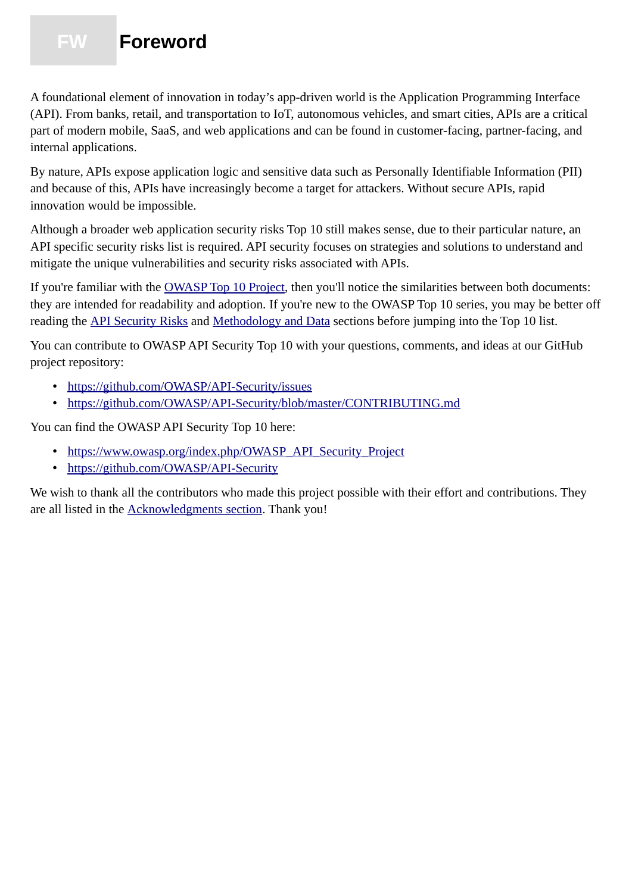# FW Foreword

A foundational element of innovation in today's app-driven world is the Application Programming Interface (API). From banks, retail, and transportation to IoT, autonomous vehicles, and smart cities, APIs are a critical part of modern mobile, SaaS, and web applications and can be found in customer-facing, partner-facing, and internal applications.

By nature, APIs expose application logic and sensitive data such as Personally Identifiable Information (PII) and because of this, APIs have increasingly become a target for attackers. Without secure APIs, rapid innovation would be impossible.

Although a broader web application security risks Top 10 still makes sense, due to their particular nature, an API specific security risks list is required. API security focuses on strategies and solutions to understand and mitigate the unique vulnerabilities and security risks associated with APIs.

If you're familiar with the [OWASP Top 10 Project](), then you'll notice the similarities between both documents: they are intended for readability and adoption. If you're new to the OWASP Top 10 series, you may be better off reading the [API Security Risks]() and [Methodology and Data]() sections before jumping into the Top 10 list.

You can contribute to OWASP API Security Top 10 with your questions, comments, and ideas at our GitHub project repository:

- https://github.com/OWASP/API-Security/issues
- https://github.com/OWASP/API-Security/blob/master/CONTRIBUTING.md

You can find the OWASP API Security Top 10 here:

- https://www.owasp.org/index.php/OWASP_API_Security_Project
- https://github.com/OWASP/API-Security

We wish to thank all the contributors who made this project possible with their effort and contributions. They are all listed in the [Acknowledgments section](). Thank you!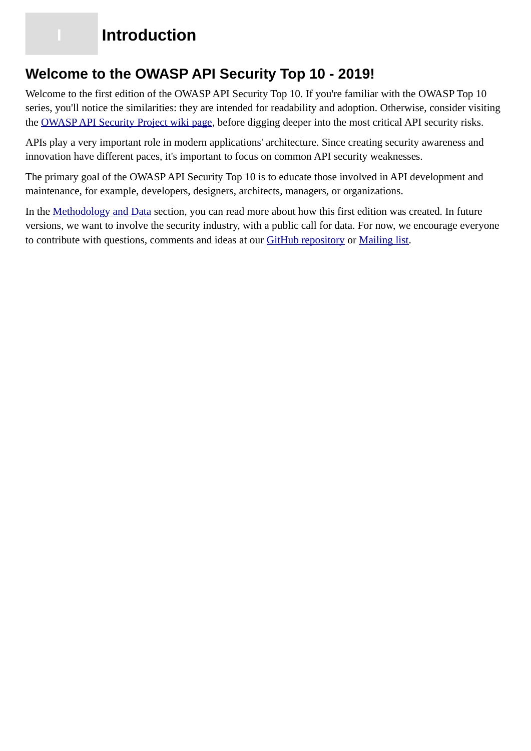# I Introduction

## Welcome to the OWASP API Security Top 10 - 2019!

Welcome to the first edition of the OWASP API Security Top 10. If you're familiar with the OWASP Top 10 series, you'll notice the similarities: they are intended for readability and adoption. Otherwise, consider visiting the OWASP API Security Project wiki page, before digging deeper into the most critical API security risks.

APIs play a very important role in modern applications' architecture. Since creating security awareness and innovation have different paces, it's important to focus on common API security weaknesses.

The primary goal of the OWASP API Security Top 10 is to educate those involved in API development and maintenance, for example, developers, designers, architects, managers, or organizations.

In the Methodology and Data section, you can read more about how this first edition was created. In future versions, we want to involve the security industry, with a public call for data. For now, we encourage everyone to contribute with questions, comments and ideas at our GitHub repository or Mailing list.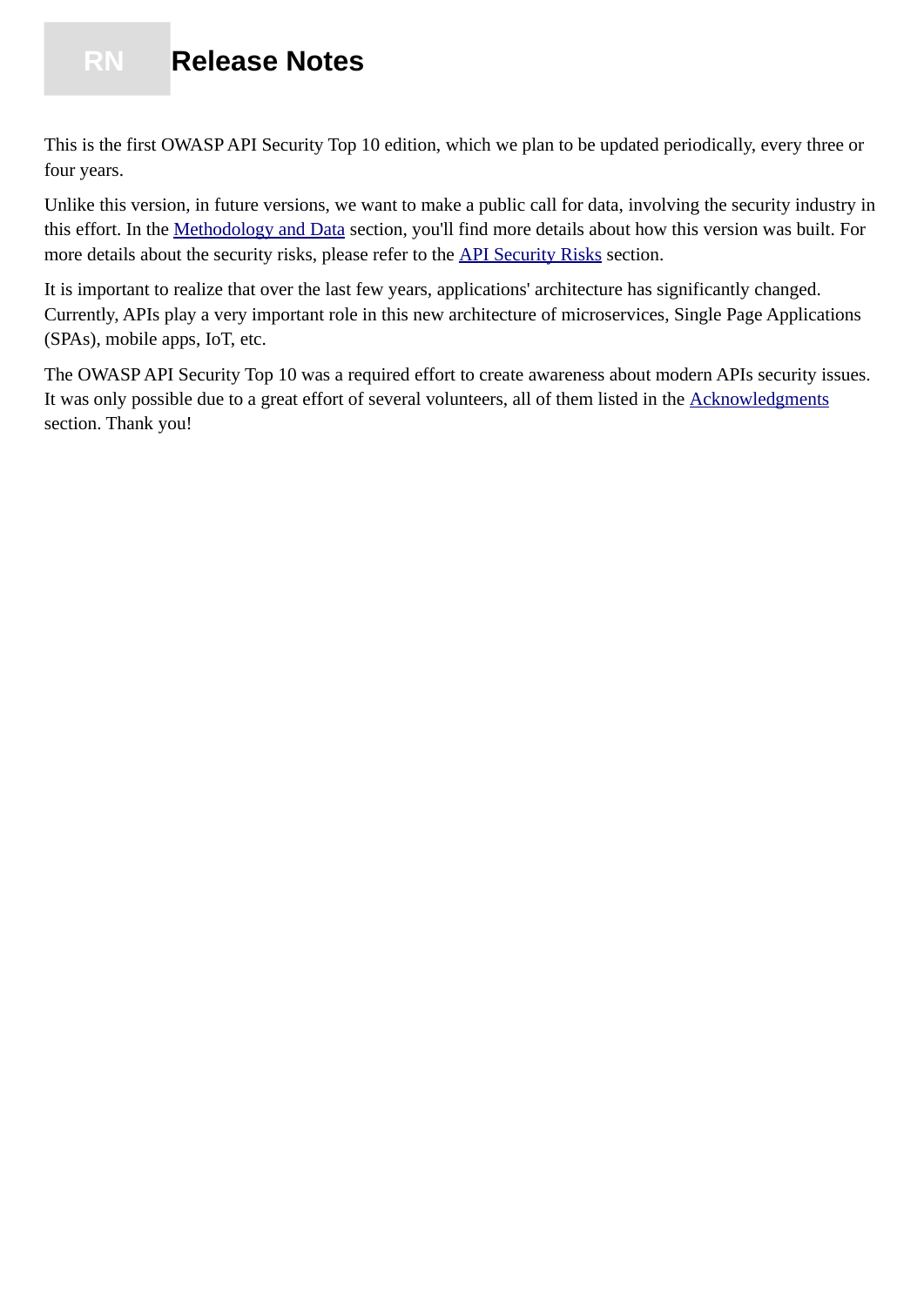# RN Release Notes

This is the first OWASP API Security Top 10 edition, which we plan to be updated periodically, every three or four years.

Unlike this version, in future versions, we want to make a public call for data, involving the security industry in this effort. In the Methodology and Data section, you'll find more details about how this version was built. For more details about the security risks, please refer to the API Security Risks section.

It is important to realize that over the last few years, applications' architecture has significantly changed. Currently, APIs play a very important role in this new architecture of microservices, Single Page Applications (SPAs), mobile apps, IoT, etc.

The OWASP API Security Top 10 was a required effort to create awareness about modern APIs security issues. It was only possible due to a great effort of several volunteers, all of them listed in the Acknowledgments section. Thank you!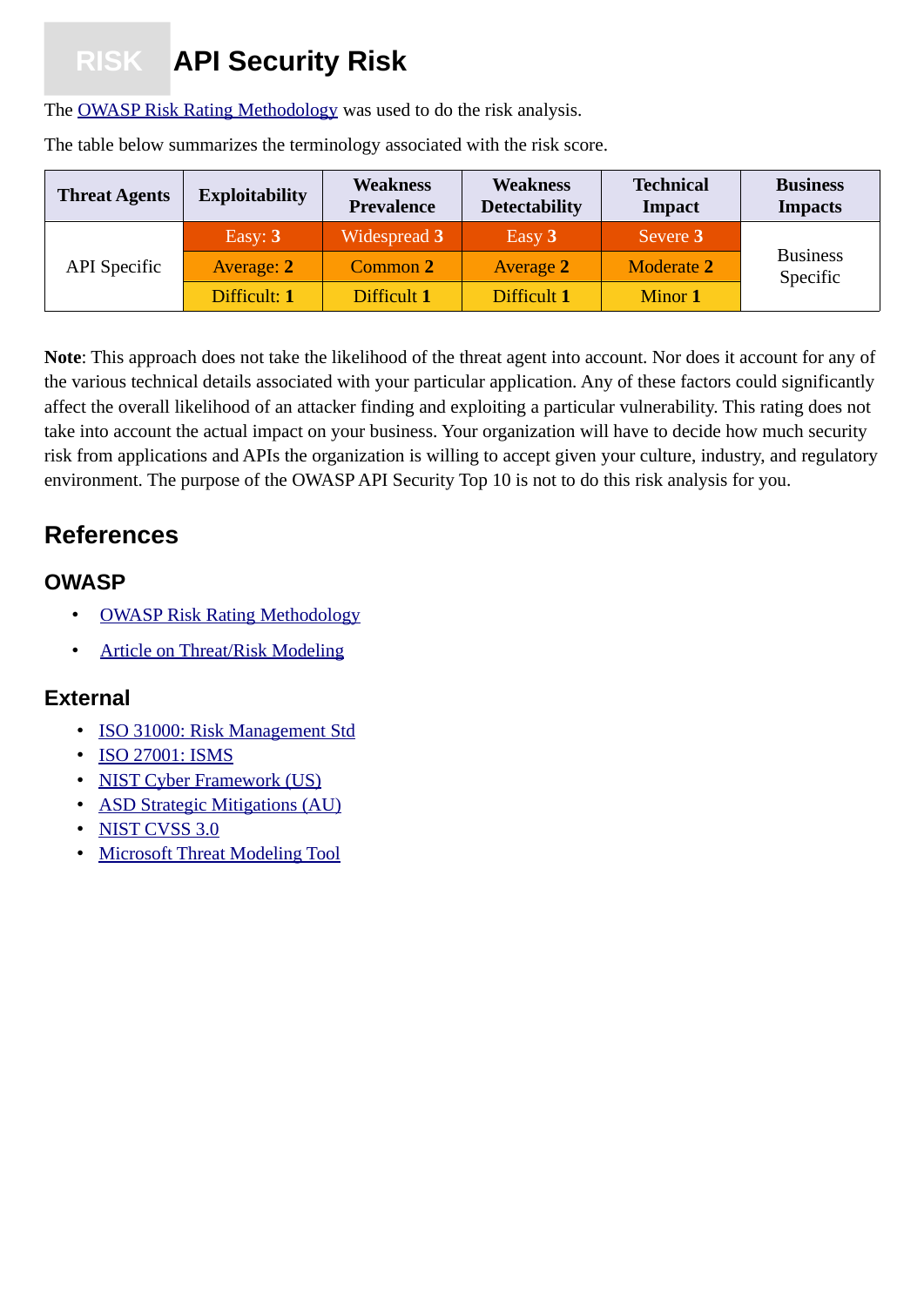# RISK API Security Risk

The OWASP Risk Rating Methodology was used to do the risk analysis.

The table below summarizes the terminology associated with the risk score.

| Threat Agents | Exploitability | Weakness Prevalence | Weakness Detectability | Technical Impact | Business Impacts |
|---|---|---|---|---|---|
| API Specific | Easy: **3** | Widespread **3** | Easy **3** | Severe **3** | Business Specific |
| | Average: **2** | Common **2** | Average **2** | Moderate **2** | |
| | Difficult: **1** | Difficult **1** | Difficult **1** | Minor **1** | |

**Note**: This approach does not take the likelihood of the threat agent into account. Nor does it account for any of the various technical details associated with your particular application. Any of these factors could significantly affect the overall likelihood of an attacker finding and exploiting a particular vulnerability. This rating does not take into account the actual impact on your business. Your organization will have to decide how much security risk from applications and APIs the organization is willing to accept given your culture, industry, and regulatory environment. The purpose of the OWASP API Security Top 10 is not to do this risk analysis for you.

## References

### OWASP

- OWASP Risk Rating Methodology
- Article on Threat/Risk Modeling

### External

- ISO 31000: Risk Management Std
- ISO 27001: ISMS
- NIST Cyber Framework (US)
- ASD Strategic Mitigations (AU)
- NIST CVSS 3.0
- Microsoft Threat Modeling Tool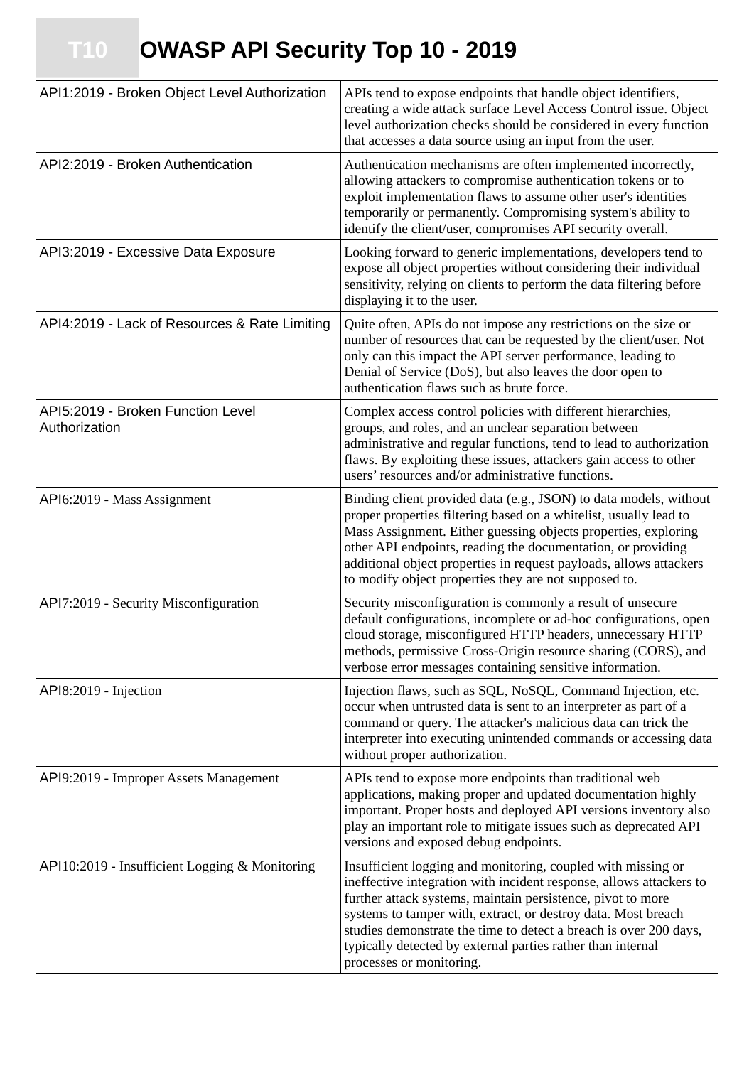# T10 OWASP API Security Top 10 - 2019

| | |
|---|---|
| API1:2019 - Broken Object Level Authorization | APIs tend to expose endpoints that handle object identifiers, creating a wide attack surface Level Access Control issue. Object level authorization checks should be considered in every function that accesses a data source using an input from the user. |
| API2:2019 - Broken Authentication | Authentication mechanisms are often implemented incorrectly, allowing attackers to compromise authentication tokens or to exploit implementation flaws to assume other user's identities temporarily or permanently. Compromising system's ability to identify the client/user, compromises API security overall. |
| API3:2019 - Excessive Data Exposure | Looking forward to generic implementations, developers tend to expose all object properties without considering their individual sensitivity, relying on clients to perform the data filtering before displaying it to the user. |
| API4:2019 - Lack of Resources & Rate Limiting | Quite often, APIs do not impose any restrictions on the size or number of resources that can be requested by the client/user. Not only can this impact the API server performance, leading to Denial of Service (DoS), but also leaves the door open to authentication flaws such as brute force. |
| API5:2019 - Broken Function Level Authorization | Complex access control policies with different hierarchies, groups, and roles, and an unclear separation between administrative and regular functions, tend to lead to authorization flaws. By exploiting these issues, attackers gain access to other users' resources and/or administrative functions. |
| API6:2019 - Mass Assignment | Binding client provided data (e.g., JSON) to data models, without proper properties filtering based on a whitelist, usually lead to Mass Assignment. Either guessing objects properties, exploring other API endpoints, reading the documentation, or providing additional object properties in request payloads, allows attackers to modify object properties they are not supposed to. |
| API7:2019 - Security Misconfiguration | Security misconfiguration is commonly a result of unsecure default configurations, incomplete or ad-hoc configurations, open cloud storage, misconfigured HTTP headers, unnecessary HTTP methods, permissive Cross-Origin resource sharing (CORS), and verbose error messages containing sensitive information. |
| API8:2019 - Injection | Injection flaws, such as SQL, NoSQL, Command Injection, etc. occur when untrusted data is sent to an interpreter as part of a command or query. The attacker's malicious data can trick the interpreter into executing unintended commands or accessing data without proper authorization. |
| API9:2019 - Improper Assets Management | APIs tend to expose more endpoints than traditional web applications, making proper and updated documentation highly important. Proper hosts and deployed API versions inventory also play an important role to mitigate issues such as deprecated API versions and exposed debug endpoints. |
| API10:2019 - Insufficient Logging & Monitoring | Insufficient logging and monitoring, coupled with missing or ineffective integration with incident response, allows attackers to further attack systems, maintain persistence, pivot to more systems to tamper with, extract, or destroy data. Most breach studies demonstrate the time to detect a breach is over 200 days, typically detected by external parties rather than internal processes or monitoring. |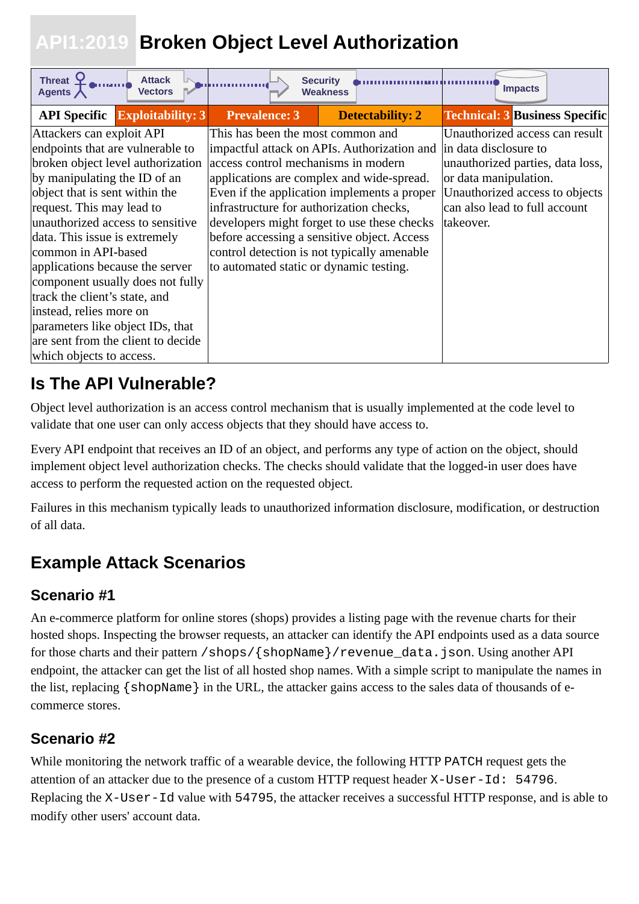# API1:2019 Broken Object Level Authorization

| Threat Agents | Attack Vectors | Security Weakness | | Impacts | |
|---|---|---|---|---|---|
| API Specific | Exploitability: 3 | Prevalence: 3 | Detectability: 2 | Technical: 3 | Business Specific |
| Attackers can exploit API endpoints that are vulnerable to broken object level authorization by manipulating the ID of an object that is sent within the request. This may lead to unauthorized access to sensitive data. This issue is extremely common in API-based applications because the server component usually does not fully track the client's state, and instead, relies more on parameters like object IDs, that are sent from the client to decide which objects to access. | | This has been the most common and impactful attack on APIs. Authorization and access control mechanisms in modern applications are complex and wide-spread. Even if the application implements a proper infrastructure for authorization checks, developers might forget to use these checks before accessing a sensitive object. Access control detection is not typically amenable to automated static or dynamic testing. | | Unauthorized access can result in data disclosure to unauthorized parties, data loss, or data manipulation. Unauthorized access to objects can also lead to full account takeover. | |

## Is The API Vulnerable?

Object level authorization is an access control mechanism that is usually implemented at the code level to validate that one user can only access objects that they should have access to.

Every API endpoint that receives an ID of an object, and performs any type of action on the object, should implement object level authorization checks. The checks should validate that the logged-in user does have access to perform the requested action on the requested object.

Failures in this mechanism typically leads to unauthorized information disclosure, modification, or destruction of all data.

## Example Attack Scenarios

### Scenario #1

An e-commerce platform for online stores (shops) provides a listing page with the revenue charts for their hosted shops. Inspecting the browser requests, an attacker can identify the API endpoints used as a data source for those charts and their pattern `/shops/{shopName}/revenue_data.json`. Using another API endpoint, the attacker can get the list of all hosted shop names. With a simple script to manipulate the names in the list, replacing `{shopName}` in the URL, the attacker gains access to the sales data of thousands of e-commerce stores.

### Scenario #2

While monitoring the network traffic of a wearable device, the following HTTP `PATCH` request gets the attention of an attacker due to the presence of a custom HTTP request header `X-User-Id: 54796`. Replacing the `X-User-Id` value with `54795`, the attacker receives a successful HTTP response, and is able to modify other users' account data.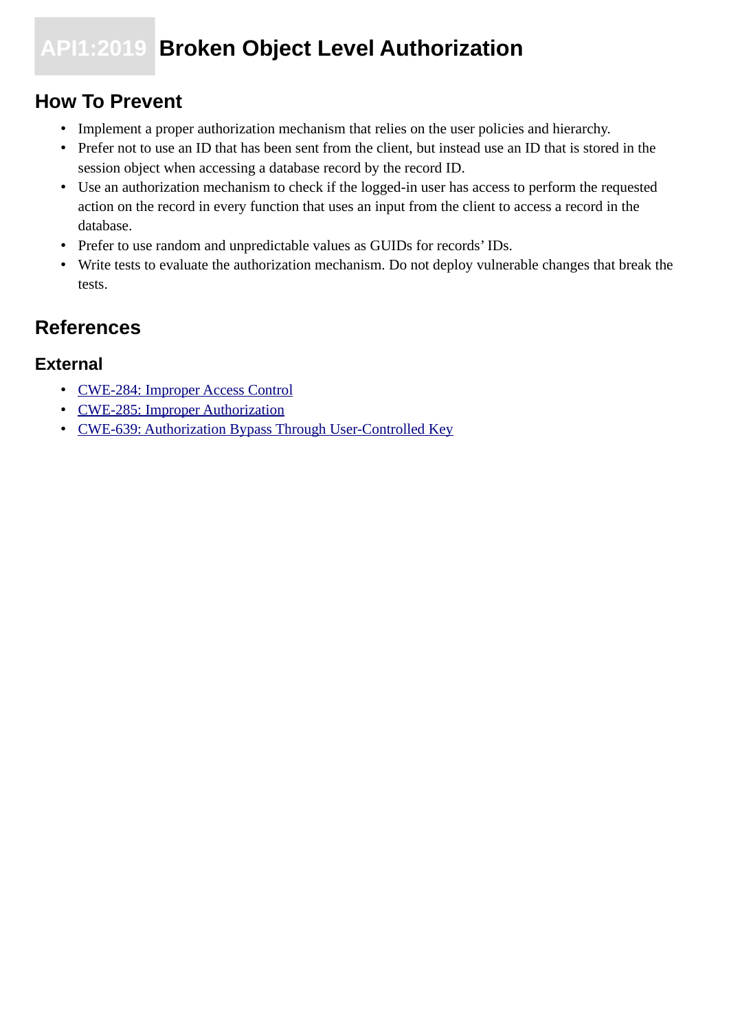# API1:2019 Broken Object Level Authorization

## How To Prevent

- Implement a proper authorization mechanism that relies on the user policies and hierarchy.
- Prefer not to use an ID that has been sent from the client, but instead use an ID that is stored in the session object when accessing a database record by the record ID.
- Use an authorization mechanism to check if the logged-in user has access to perform the requested action on the record in every function that uses an input from the client to access a record in the database.
- Prefer to use random and unpredictable values as GUIDs for records' IDs.
- Write tests to evaluate the authorization mechanism. Do not deploy vulnerable changes that break the tests.

## References

### External

- CWE-284: Improper Access Control
- CWE-285: Improper Authorization
- CWE-639: Authorization Bypass Through User-Controlled Key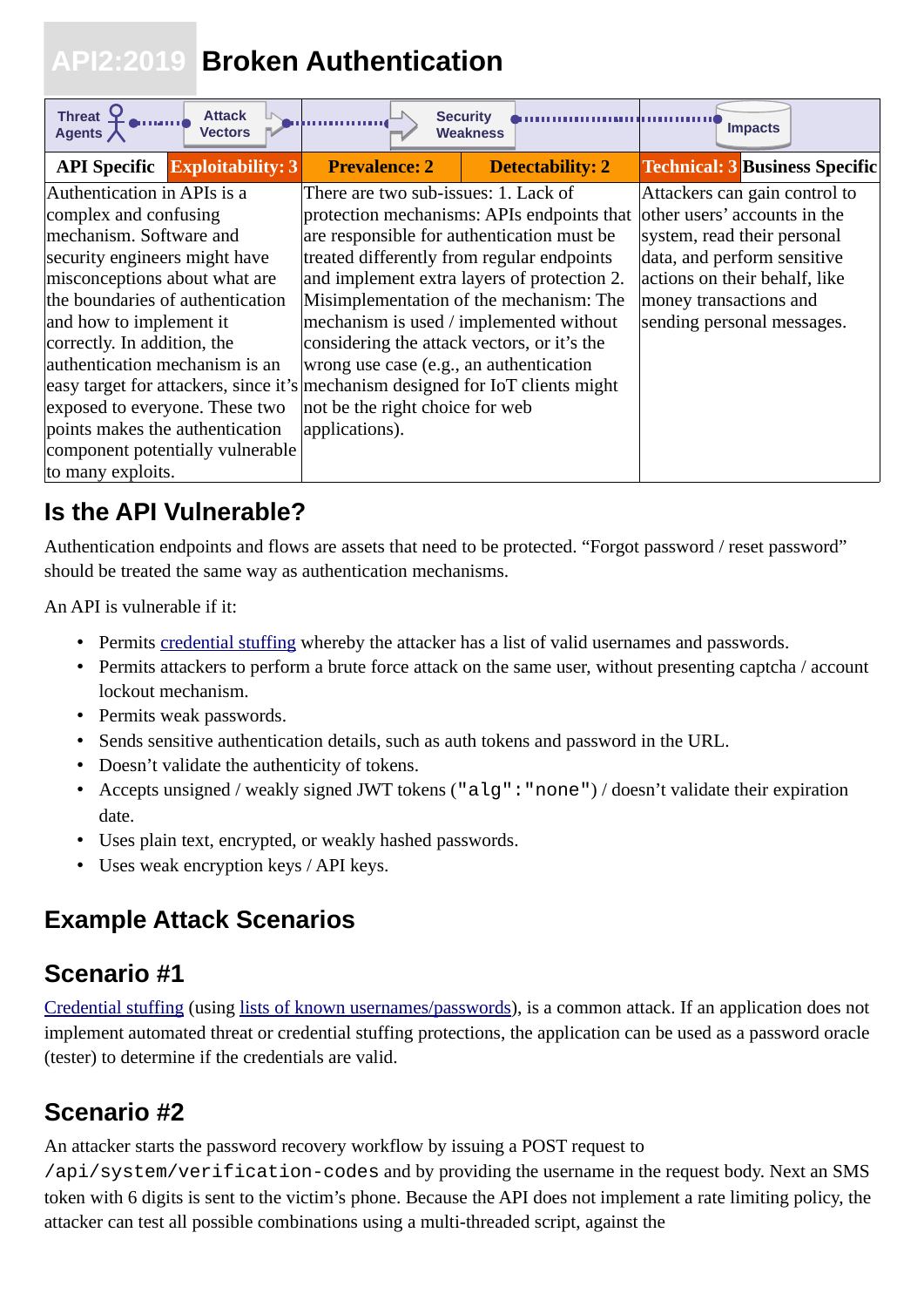# API2:2019 Broken Authentication

| Threat Agents | Attack Vectors | | Security Weakness | | Impacts | |
|---|---|---|---|---|---|---|
| API Specific | Exploitability: 3 | Prevalence: 2 | | Detectability: 2 | Technical: 3 | Business Specific |
| Authentication in APIs is a complex and confusing mechanism. Software and security engineers might have misconceptions about what are the boundaries of authentication and how to implement it correctly. In addition, the authentication mechanism is an easy target for attackers, since it's exposed to everyone. These two points makes the authentication component potentially vulnerable to many exploits. | | There are two sub-issues: 1. Lack of protection mechanisms: APIs endpoints that are responsible for authentication must be treated differently from regular endpoints and implement extra layers of protection 2. Misimplementation of the mechanism: The mechanism is used / implemented without considering the attack vectors, or it's the wrong use case (e.g., an authentication mechanism designed for IoT clients might not be the right choice for web applications). | | | Attackers can gain control to other users' accounts in the system, read their personal data, and perform sensitive actions on their behalf, like money transactions and sending personal messages. | |

## Is the API Vulnerable?

Authentication endpoints and flows are assets that need to be protected. "Forgot password / reset password" should be treated the same way as authentication mechanisms.

An API is vulnerable if it:

- Permits credential stuffing whereby the attacker has a list of valid usernames and passwords.
- Permits attackers to perform a brute force attack on the same user, without presenting captcha / account lockout mechanism.
- Permits weak passwords.
- Sends sensitive authentication details, such as auth tokens and password in the URL.
- Doesn't validate the authenticity of tokens.
- Accepts unsigned / weakly signed JWT tokens (`"alg":"none"`) / doesn't validate their expiration date.
- Uses plain text, encrypted, or weakly hashed passwords.
- Uses weak encryption keys / API keys.

## Example Attack Scenarios

## Scenario #1

Credential stuffing (using lists of known usernames/passwords), is a common attack. If an application does not implement automated threat or credential stuffing protections, the application can be used as a password oracle (tester) to determine if the credentials are valid.

## Scenario #2

An attacker starts the password recovery workflow by issuing a POST request to `/api/system/verification-codes` and by providing the username in the request body. Next an SMS token with 6 digits is sent to the victim's phone. Because the API does not implement a rate limiting policy, the attacker can test all possible combinations using a multi-threaded script, against the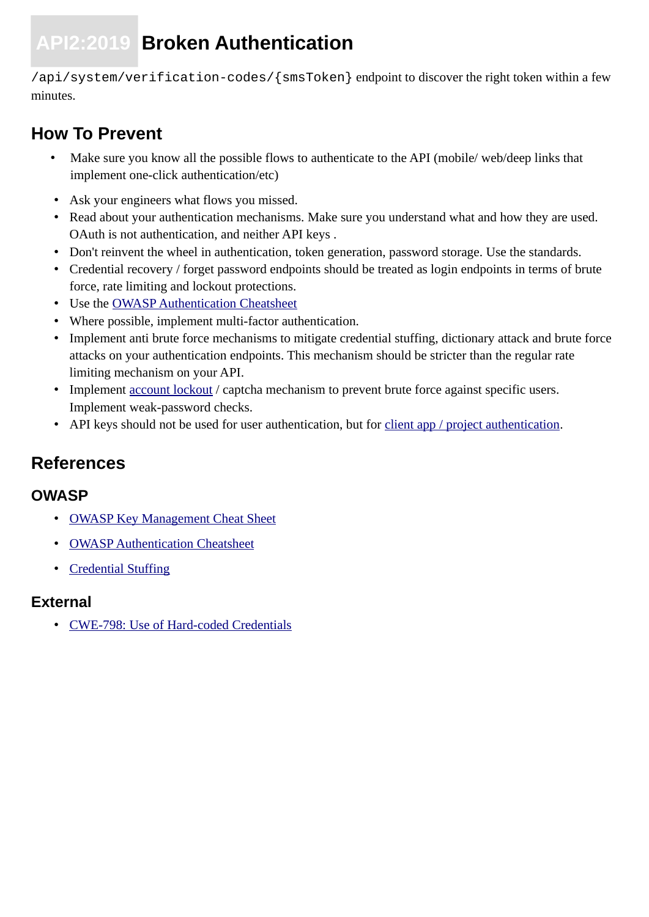# API2:2019 Broken Authentication

`/api/system/verification-codes/{smsToken}` endpoint to discover the right token within a few minutes.

## How To Prevent

- Make sure you know all the possible flows to authenticate to the API (mobile/ web/deep links that implement one-click authentication/etc)
- Ask your engineers what flows you missed.
- Read about your authentication mechanisms. Make sure you understand what and how they are used. OAuth is not authentication, and neither API keys .
- Don't reinvent the wheel in authentication, token generation, password storage. Use the standards.
- Credential recovery / forget password endpoints should be treated as login endpoints in terms of brute force, rate limiting and lockout protections.
- Use the OWASP Authentication Cheatsheet
- Where possible, implement multi-factor authentication.
- Implement anti brute force mechanisms to mitigate credential stuffing, dictionary attack and brute force attacks on your authentication endpoints. This mechanism should be stricter than the regular rate limiting mechanism on your API.
- Implement account lockout / captcha mechanism to prevent brute force against specific users. Implement weak-password checks.
- API keys should not be used for user authentication, but for client app / project authentication.

## References

### OWASP

- OWASP Key Management Cheat Sheet
- OWASP Authentication Cheatsheet
- Credential Stuffing

### External

- CWE-798: Use of Hard-coded Credentials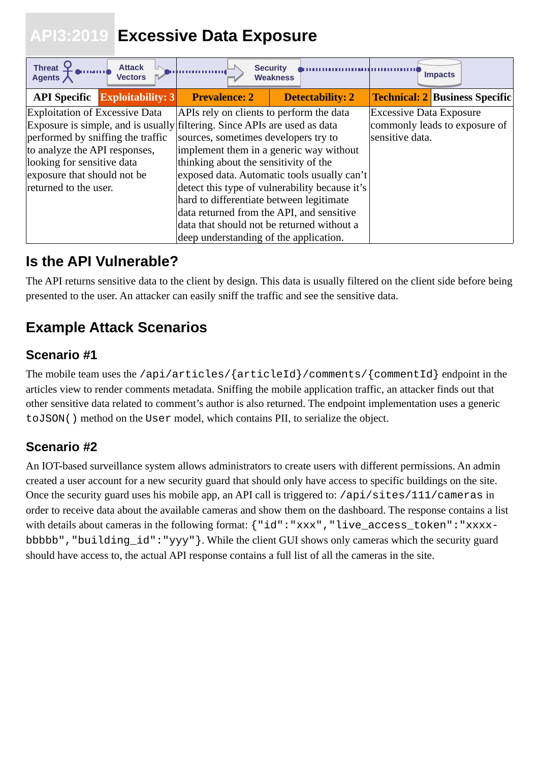# API3:2019 Excessive Data Exposure

| Threat Agents | Attack Vectors | Security Weakness | | Impacts | |
|---|---|---|---|---|---|
| API Specific | Exploitability: 3 | Prevalence: 2 | Detectability: 2 | Technical: 2 | Business Specific |
| Exploitation of Excessive Data Exposure is simple, and is usually performed by sniffing the traffic to analyze the API responses, looking for sensitive data exposure that should not be returned to the user. | | APIs rely on clients to perform the data filtering. Since APIs are used as data sources, sometimes developers try to implement them in a generic way without thinking about the sensitivity of the exposed data. Automatic tools usually can't detect this type of vulnerability because it's hard to differentiate between legitimate data returned from the API, and sensitive data that should not be returned without a deep understanding of the application. | | Excessive Data Exposure commonly leads to exposure of sensitive data. | |

## Is the API Vulnerable?

The API returns sensitive data to the client by design. This data is usually filtered on the client side before being presented to the user. An attacker can easily sniff the traffic and see the sensitive data.

## Example Attack Scenarios

### Scenario #1

The mobile team uses the `/api/articles/{articleId}/comments/{commentId}` endpoint in the articles view to render comments metadata. Sniffing the mobile application traffic, an attacker finds out that other sensitive data related to comment's author is also returned. The endpoint implementation uses a generic `toJSON()` method on the `User` model, which contains PII, to serialize the object.

### Scenario #2

An IOT-based surveillance system allows administrators to create users with different permissions. An admin created a user account for a new security guard that should only have access to specific buildings on the site. Once the security guard uses his mobile app, an API call is triggered to: `/api/sites/111/cameras` in order to receive data about the available cameras and show them on the dashboard. The response contains a list with details about cameras in the following format: `{"id":"xxx","live_access_token":"xxxx-bbbbb","building_id":"yyy"}`. While the client GUI shows only cameras which the security guard should have access to, the actual API response contains a full list of all the cameras in the site.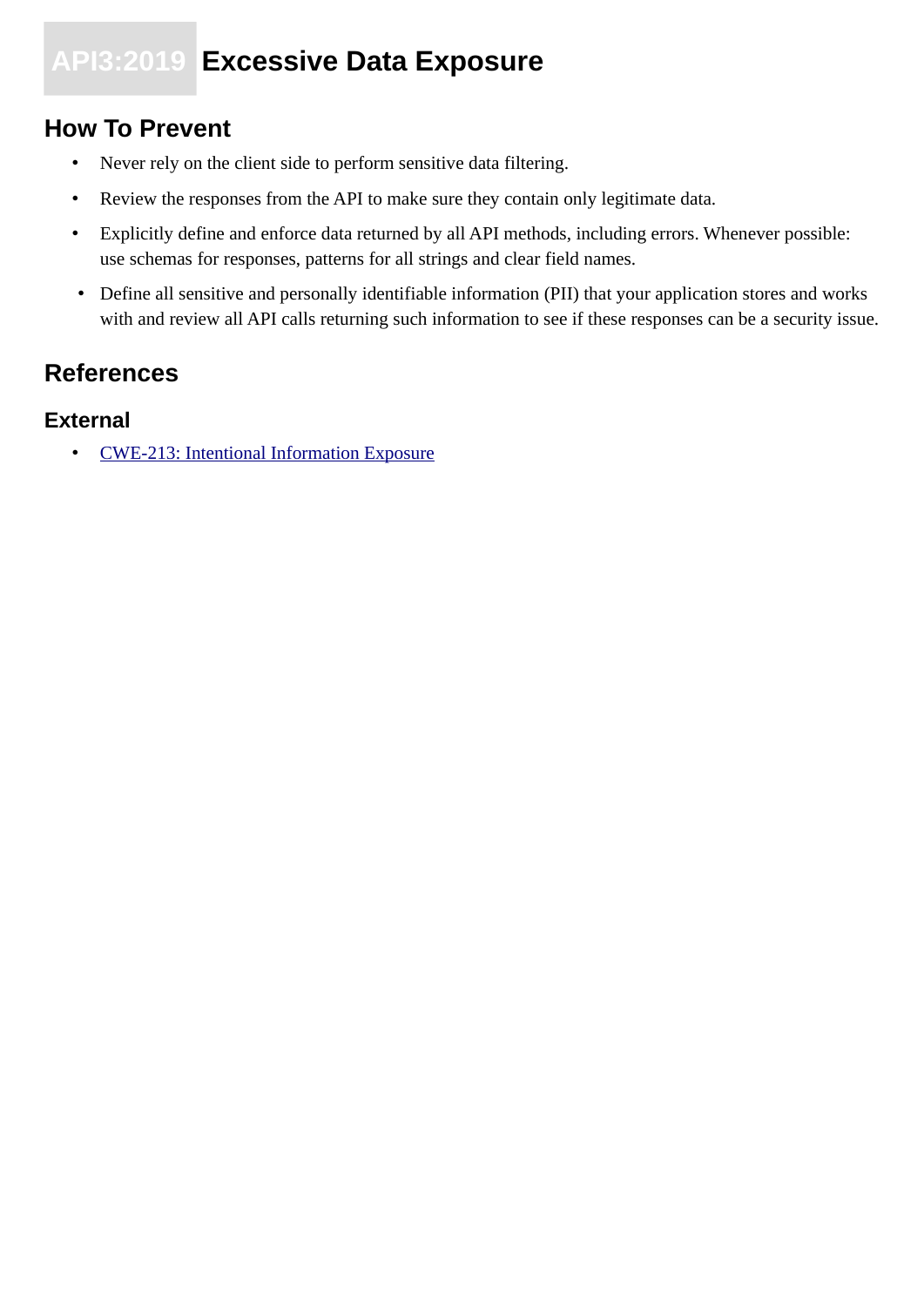# API3:2019 Excessive Data Exposure

## How To Prevent

- Never rely on the client side to perform sensitive data filtering.
- Review the responses from the API to make sure they contain only legitimate data.
- Explicitly define and enforce data returned by all API methods, including errors. Whenever possible: use schemas for responses, patterns for all strings and clear field names.
- Define all sensitive and personally identifiable information (PII) that your application stores and works with and review all API calls returning such information to see if these responses can be a security issue.

## References

### External

- [CWE-213: Intentional Information Exposure]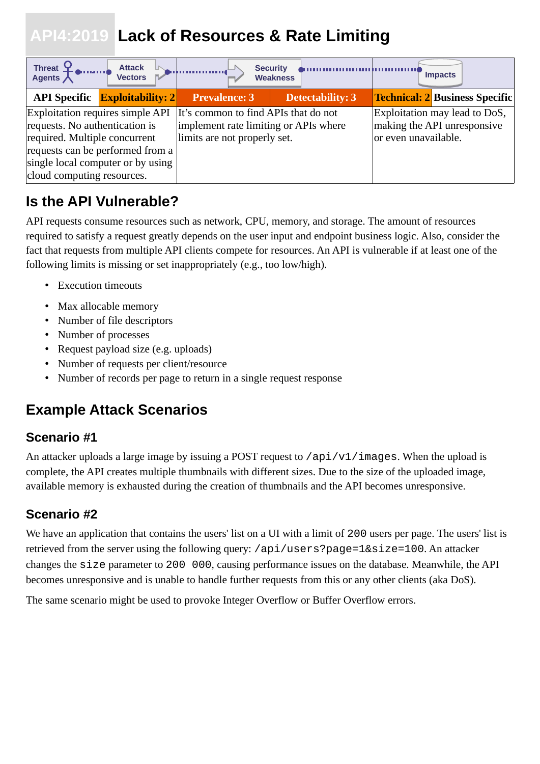# API4:2019 Lack of Resources & Rate Limiting

| Threat Agents | Attack Vectors | | Security Weakness | | Impacts | |
|---|---|---|---|---|---|---|
| API Specific | Exploitability: 2 | Prevalence: 3 | | Detectability: 3 | Technical: 2 | Business Specific |
| | Exploitation requires simple API requests. No authentication is required. Multiple concurrent requests can be performed from a single local computer or by using cloud computing resources. | It's common to find APIs that do not implement rate limiting or APIs where limits are not properly set. | | | Exploitation may lead to DoS, making the API unresponsive or even unavailable. | |

## Is the API Vulnerable?

API requests consume resources such as network, CPU, memory, and storage. The amount of resources required to satisfy a request greatly depends on the user input and endpoint business logic. Also, consider the fact that requests from multiple API clients compete for resources. An API is vulnerable if at least one of the following limits is missing or set inappropriately (e.g., too low/high).

- Execution timeouts
- Max allocable memory
- Number of file descriptors
- Number of processes
- Request payload size (e.g. uploads)
- Number of requests per client/resource
- Number of records per page to return in a single request response

## Example Attack Scenarios

### Scenario #1

An attacker uploads a large image by issuing a POST request to `/api/v1/images`. When the upload is complete, the API creates multiple thumbnails with different sizes. Due to the size of the uploaded image, available memory is exhausted during the creation of thumbnails and the API becomes unresponsive.

### Scenario #2

We have an application that contains the users' list on a UI with a limit of `200` users per page. The users' list is retrieved from the server using the following query: `/api/users?page=1&size=100`. An attacker changes the `size` parameter to `200 000`, causing performance issues on the database. Meanwhile, the API becomes unresponsive and is unable to handle further requests from this or any other clients (aka DoS).

The same scenario might be used to provoke Integer Overflow or Buffer Overflow errors.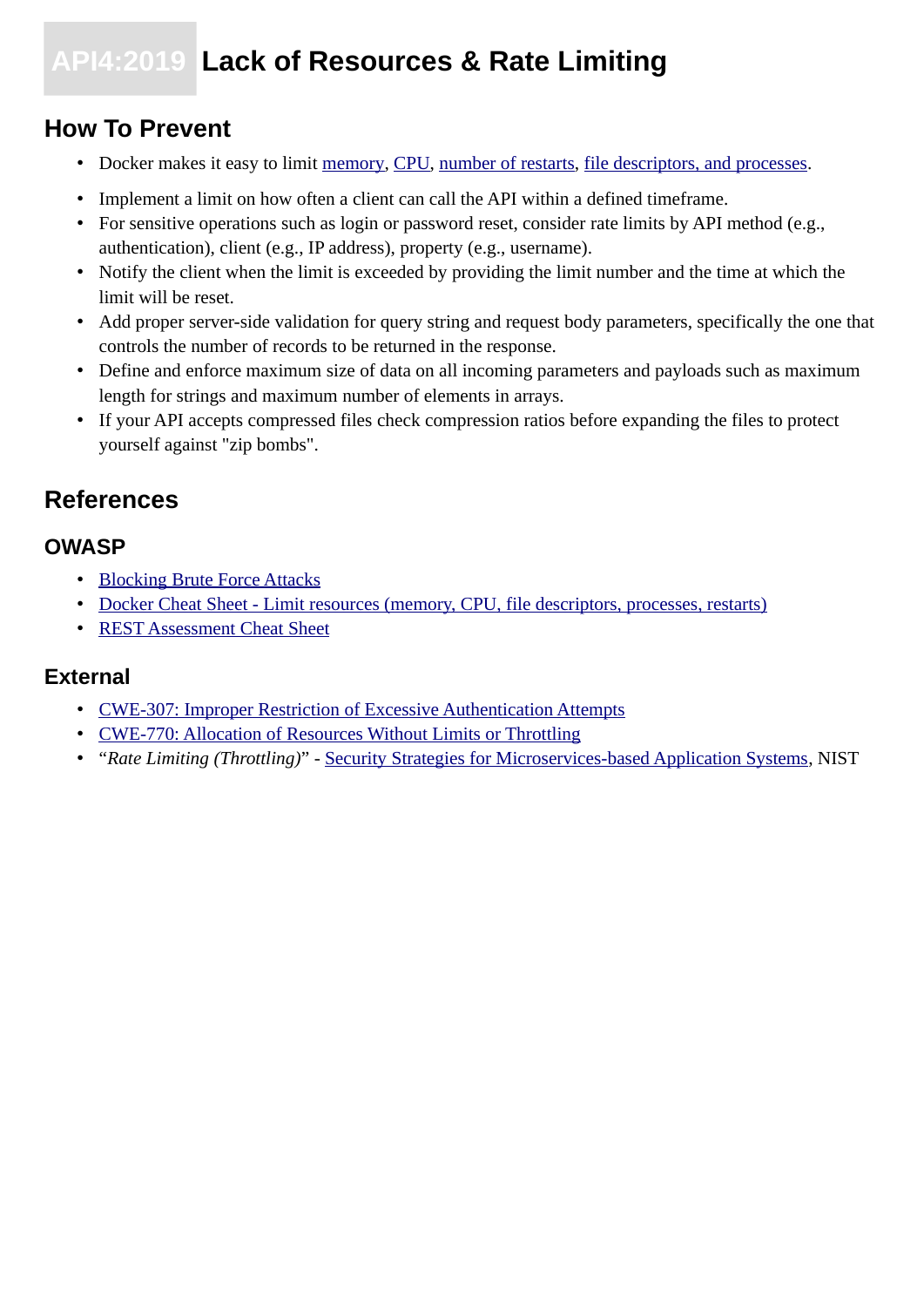# API4:2019 Lack of Resources & Rate Limiting

## How To Prevent

- Docker makes it easy to limit memory, CPU, number of restarts, file descriptors, and processes.
- Implement a limit on how often a client can call the API within a defined timeframe.
- For sensitive operations such as login or password reset, consider rate limits by API method (e.g., authentication), client (e.g., IP address), property (e.g., username).
- Notify the client when the limit is exceeded by providing the limit number and the time at which the limit will be reset.
- Add proper server-side validation for query string and request body parameters, specifically the one that controls the number of records to be returned in the response.
- Define and enforce maximum size of data on all incoming parameters and payloads such as maximum length for strings and maximum number of elements in arrays.
- If your API accepts compressed files check compression ratios before expanding the files to protect yourself against "zip bombs".

## References

### OWASP

- Blocking Brute Force Attacks
- Docker Cheat Sheet - Limit resources (memory, CPU, file descriptors, processes, restarts)
- REST Assessment Cheat Sheet

### External

- CWE-307: Improper Restriction of Excessive Authentication Attempts
- CWE-770: Allocation of Resources Without Limits or Throttling
- "*Rate Limiting (Throttling)*" - Security Strategies for Microservices-based Application Systems, NIST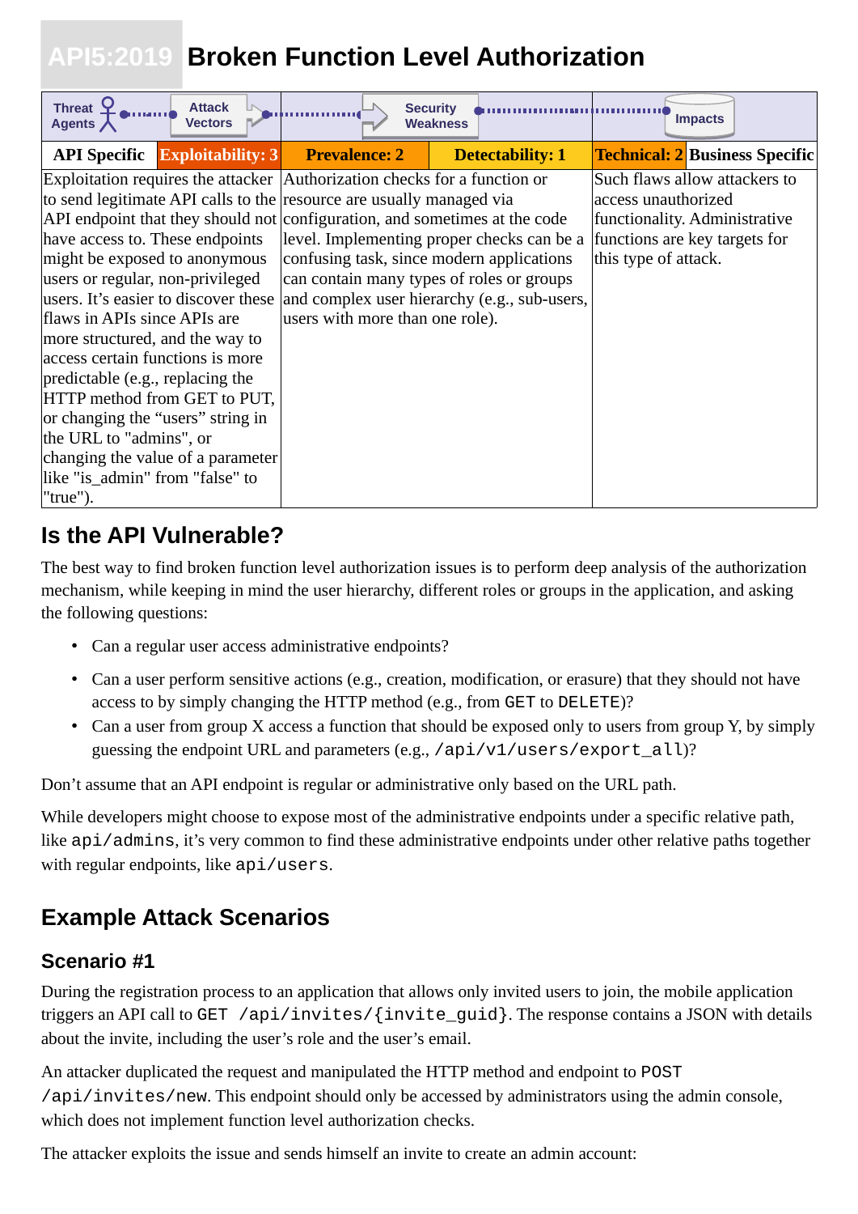# API5:2019 Broken Function Level Authorization

| Threat Agents | Attack Vectors | | Security Weakness | | Impacts | |
|---|---|---|---|---|---|---|
| API Specific | Exploitability: 3 | | Prevalence: 2 | Detectability: 1 | Technical: 2 | Business Specific |
| Exploitation requires the attacker to send legitimate API calls to the API endpoint that they should not have access to. These endpoints might be exposed to anonymous users or regular, non-privileged users. It's easier to discover these flaws in APIs since APIs are more structured, and the way to access certain functions is more predictable (e.g., replacing the HTTP method from GET to PUT, or changing the "users" string in the URL to "admins", or changing the value of a parameter like "is_admin" from "false" to "true"). | | | Authorization checks for a function or resource are usually managed via configuration, and sometimes at the code level. Implementing proper checks can be a confusing task, since modern applications can contain many types of roles or groups and complex user hierarchy (e.g., sub-users, users with more than one role). | | Such flaws allow attackers to access unauthorized functionality. Administrative functions are key targets for this type of attack. | |

## Is the API Vulnerable?

The best way to find broken function level authorization issues is to perform deep analysis of the authorization mechanism, while keeping in mind the user hierarchy, different roles or groups in the application, and asking the following questions:

- Can a regular user access administrative endpoints?
- Can a user perform sensitive actions (e.g., creation, modification, or erasure) that they should not have access to by simply changing the HTTP method (e.g., from `GET` to `DELETE`)?
- Can a user from group X access a function that should be exposed only to users from group Y, by simply guessing the endpoint URL and parameters (e.g., `/api/v1/users/export_all`)?

Don't assume that an API endpoint is regular or administrative only based on the URL path.

While developers might choose to expose most of the administrative endpoints under a specific relative path, like `api/admins`, it's very common to find these administrative endpoints under other relative paths together with regular endpoints, like `api/users`.

## Example Attack Scenarios

### Scenario #1

During the registration process to an application that allows only invited users to join, the mobile application triggers an API call to `GET /api/invites/{invite_guid}`. The response contains a JSON with details about the invite, including the user's role and the user's email.

An attacker duplicated the request and manipulated the HTTP method and endpoint to `POST /api/invites/new`. This endpoint should only be accessed by administrators using the admin console, which does not implement function level authorization checks.

The attacker exploits the issue and sends himself an invite to create an admin account: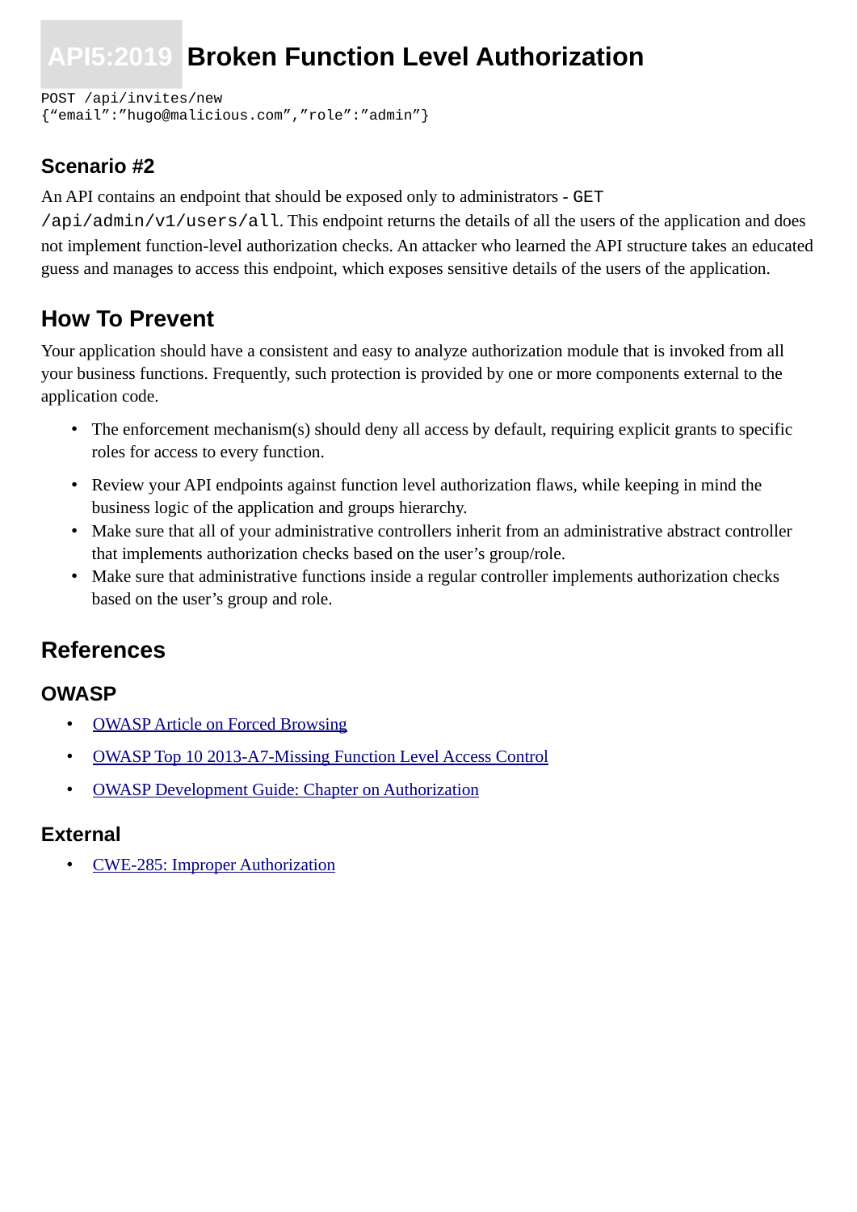# API5:2019 Broken Function Level Authorization

```
POST /api/invites/new
{“email”:”hugo@malicious.com”,”role”:”admin”}
```

### Scenario #2

An API contains an endpoint that should be exposed only to administrators - `GET /api/admin/v1/users/all`. This endpoint returns the details of all the users of the application and does not implement function-level authorization checks. An attacker who learned the API structure takes an educated guess and manages to access this endpoint, which exposes sensitive details of the users of the application.

## How To Prevent

Your application should have a consistent and easy to analyze authorization module that is invoked from all your business functions. Frequently, such protection is provided by one or more components external to the application code.

- The enforcement mechanism(s) should deny all access by default, requiring explicit grants to specific roles for access to every function.
- Review your API endpoints against function level authorization flaws, while keeping in mind the business logic of the application and groups hierarchy.
- Make sure that all of your administrative controllers inherit from an administrative abstract controller that implements authorization checks based on the user’s group/role.
- Make sure that administrative functions inside a regular controller implements authorization checks based on the user’s group and role.

## References

### OWASP

- OWASP Article on Forced Browsing
- OWASP Top 10 2013-A7-Missing Function Level Access Control
- OWASP Development Guide: Chapter on Authorization

### External

- CWE-285: Improper Authorization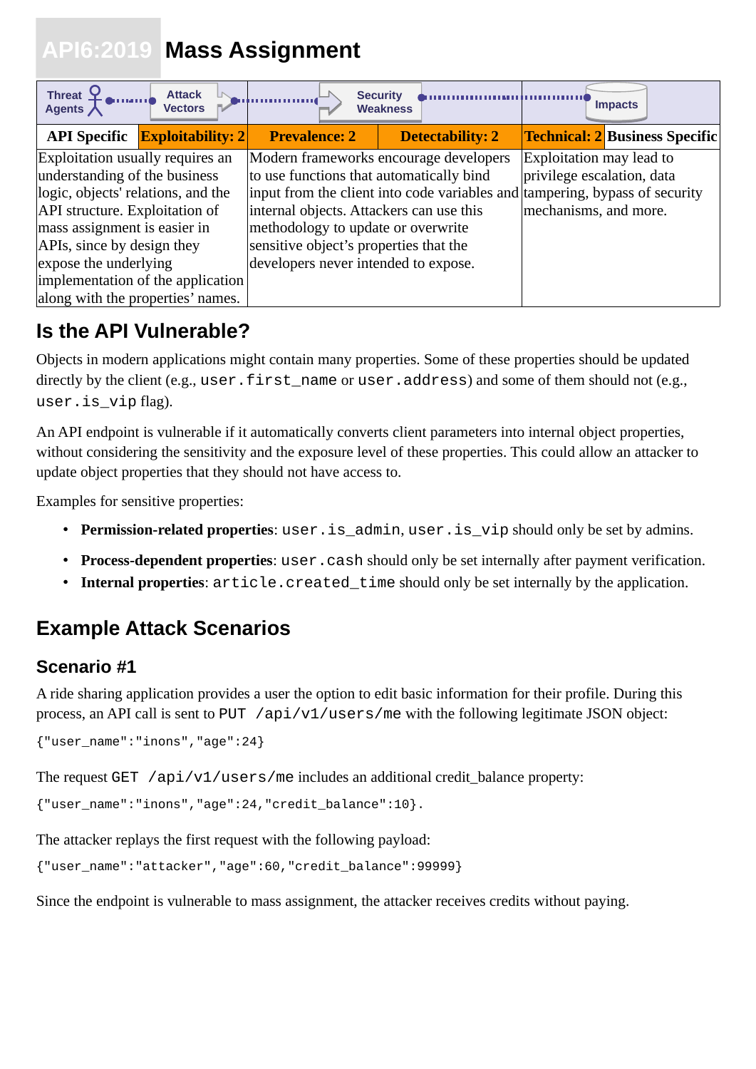# API6:2019 Mass Assignment

| Threat Agents | Attack Vectors | | Security Weakness | | Impacts | |
|---|---|---|---|---|---|---|
| API Specific | Exploitability: 2 | Prevalence: 2 | | Detectability: 2 | Technical: 2 | Business Specific |
| Exploitation usually requires an understanding of the business logic, objects' relations, and the API structure. Exploitation of mass assignment is easier in APIs, since by design they expose the underlying implementation of the application along with the properties' names. | | Modern frameworks encourage developers to use functions that automatically bind input from the client into code variables and internal objects. Attackers can use this methodology to update or overwrite sensitive object's properties that the developers never intended to expose. | | | Exploitation may lead to privilege escalation, data tampering, bypass of security mechanisms, and more. | |

## Is the API Vulnerable?

Objects in modern applications might contain many properties. Some of these properties should be updated directly by the client (e.g., `user.first_name` or `user.address`) and some of them should not (e.g., `user.is_vip` flag).

An API endpoint is vulnerable if it automatically converts client parameters into internal object properties, without considering the sensitivity and the exposure level of these properties. This could allow an attacker to update object properties that they should not have access to.

Examples for sensitive properties:

- **Permission-related properties**: `user.is_admin`, `user.is_vip` should only be set by admins.
- **Process-dependent properties**: `user.cash` should only be set internally after payment verification.
- **Internal properties**: `article.created_time` should only be set internally by the application.

## Example Attack Scenarios

### Scenario #1

A ride sharing application provides a user the option to edit basic information for their profile. During this process, an API call is sent to `PUT /api/v1/users/me` with the following legitimate JSON object:

```
{"user_name":"inons","age":24}
```

The request `GET /api/v1/users/me` includes an additional credit_balance property:

```
{"user_name":"inons","age":24,"credit_balance":10}.
```

The attacker replays the first request with the following payload:

```
{"user_name":"attacker","age":60,"credit_balance":99999}
```

Since the endpoint is vulnerable to mass assignment, the attacker receives credits without paying.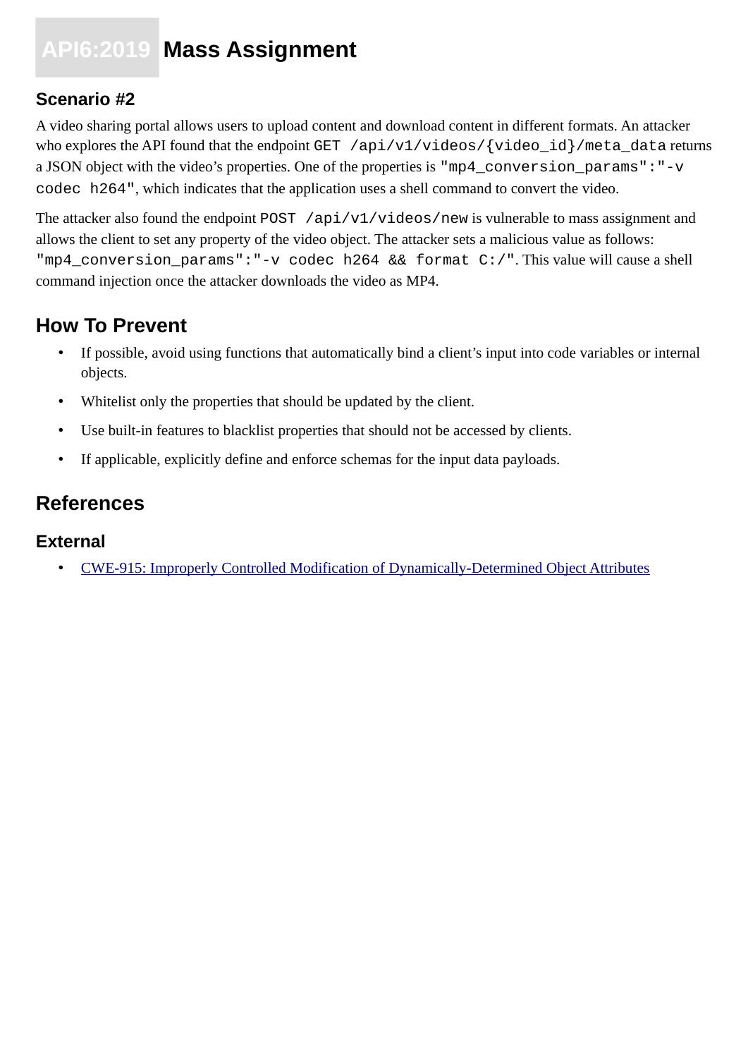# API6:2019 Mass Assignment

### Scenario #2

A video sharing portal allows users to upload content and download content in different formats. An attacker who explores the API found that the endpoint `GET /api/v1/videos/{video_id}/meta_data` returns a JSON object with the video's properties. One of the properties is `"mp4_conversion_params":"-v codec h264"`, which indicates that the application uses a shell command to convert the video.

The attacker also found the endpoint `POST /api/v1/videos/new` is vulnerable to mass assignment and allows the client to set any property of the video object. The attacker sets a malicious value as follows: `"mp4_conversion_params":"-v codec h264 && format C:/"`. This value will cause a shell command injection once the attacker downloads the video as MP4.

## How To Prevent

- If possible, avoid using functions that automatically bind a client's input into code variables or internal objects.
- Whitelist only the properties that should be updated by the client.
- Use built-in features to blacklist properties that should not be accessed by clients.
- If applicable, explicitly define and enforce schemas for the input data payloads.

## References

### External

- CWE-915: Improperly Controlled Modification of Dynamically-Determined Object Attributes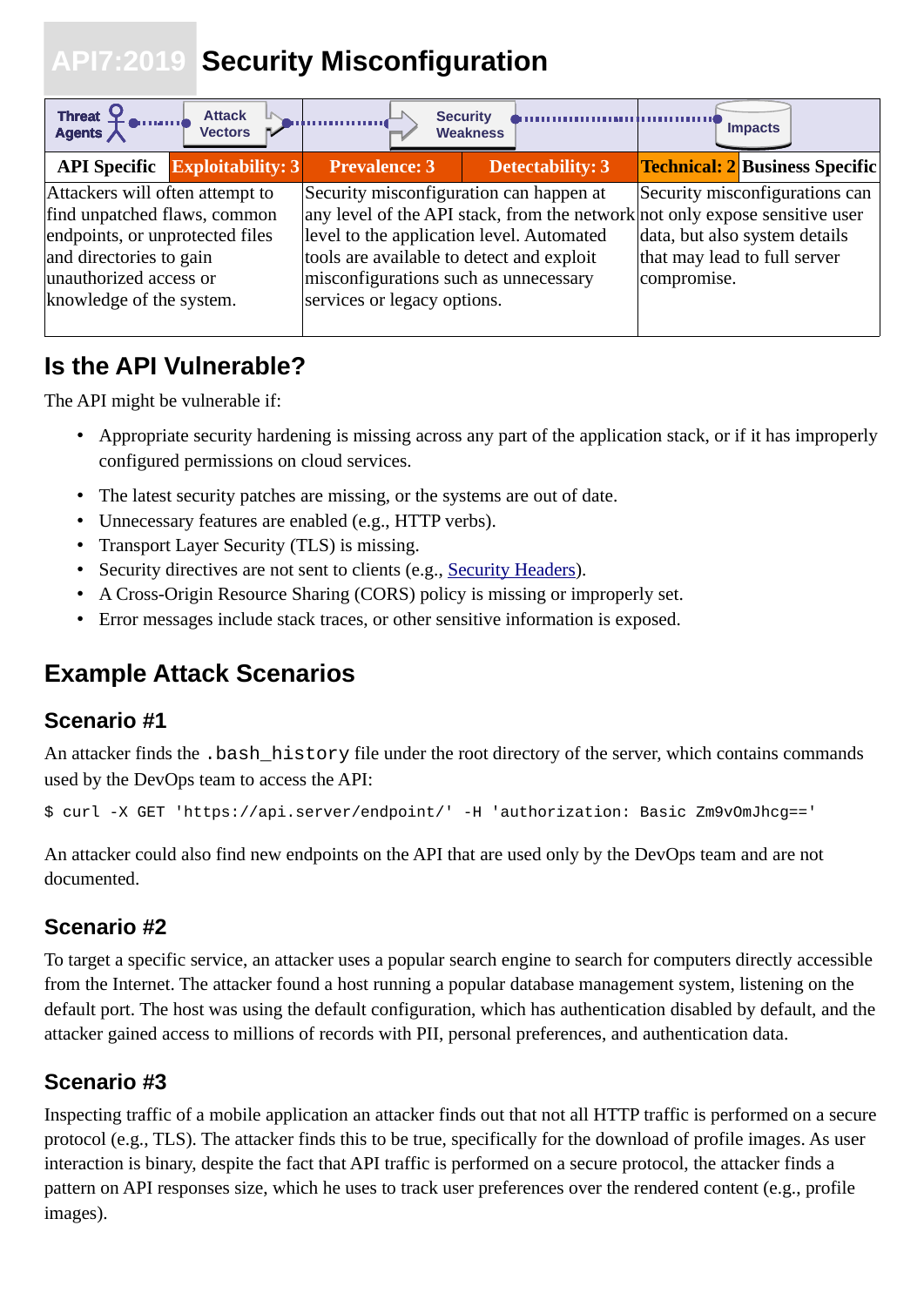# API7:2019 Security Misconfiguration

| Threat Agents | Attack Vectors | | Security Weakness | | Impacts | |
|---|---|---|---|---|---|---|
| API Specific | Exploitability: 3 | Prevalence: 3 | | Detectability: 3 | Technical: 2 | Business Specific |
| Attackers will often attempt to find unpatched flaws, common endpoints, or unprotected files and directories to gain unauthorized access or knowledge of the system. | | Security misconfiguration can happen at any level of the API stack, from the network level to the application level. Automated tools are available to detect and exploit misconfigurations such as unnecessary services or legacy options. | | | Security misconfigurations can not only expose sensitive user data, but also system details that may lead to full server compromise. | |

## Is the API Vulnerable?

The API might be vulnerable if:

- Appropriate security hardening is missing across any part of the application stack, or if it has improperly configured permissions on cloud services.
- The latest security patches are missing, or the systems are out of date.
- Unnecessary features are enabled (e.g., HTTP verbs).
- Transport Layer Security (TLS) is missing.
- Security directives are not sent to clients (e.g., [Security Headers](#)).
- A Cross-Origin Resource Sharing (CORS) policy is missing or improperly set.
- Error messages include stack traces, or other sensitive information is exposed.

## Example Attack Scenarios

### Scenario #1

An attacker finds the `.bash_history` file under the root directory of the server, which contains commands used by the DevOps team to access the API:

```
$ curl -X GET 'https://api.server/endpoint/' -H 'authorization: Basic Zm9vOmJhcg=='
```

An attacker could also find new endpoints on the API that are used only by the DevOps team and are not documented.

### Scenario #2

To target a specific service, an attacker uses a popular search engine to search for computers directly accessible from the Internet. The attacker found a host running a popular database management system, listening on the default port. The host was using the default configuration, which has authentication disabled by default, and the attacker gained access to millions of records with PII, personal preferences, and authentication data.

### Scenario #3

Inspecting traffic of a mobile application an attacker finds out that not all HTTP traffic is performed on a secure protocol (e.g., TLS). The attacker finds this to be true, specifically for the download of profile images. As user interaction is binary, despite the fact that API traffic is performed on a secure protocol, the attacker finds a pattern on API responses size, which he uses to track user preferences over the rendered content (e.g., profile images).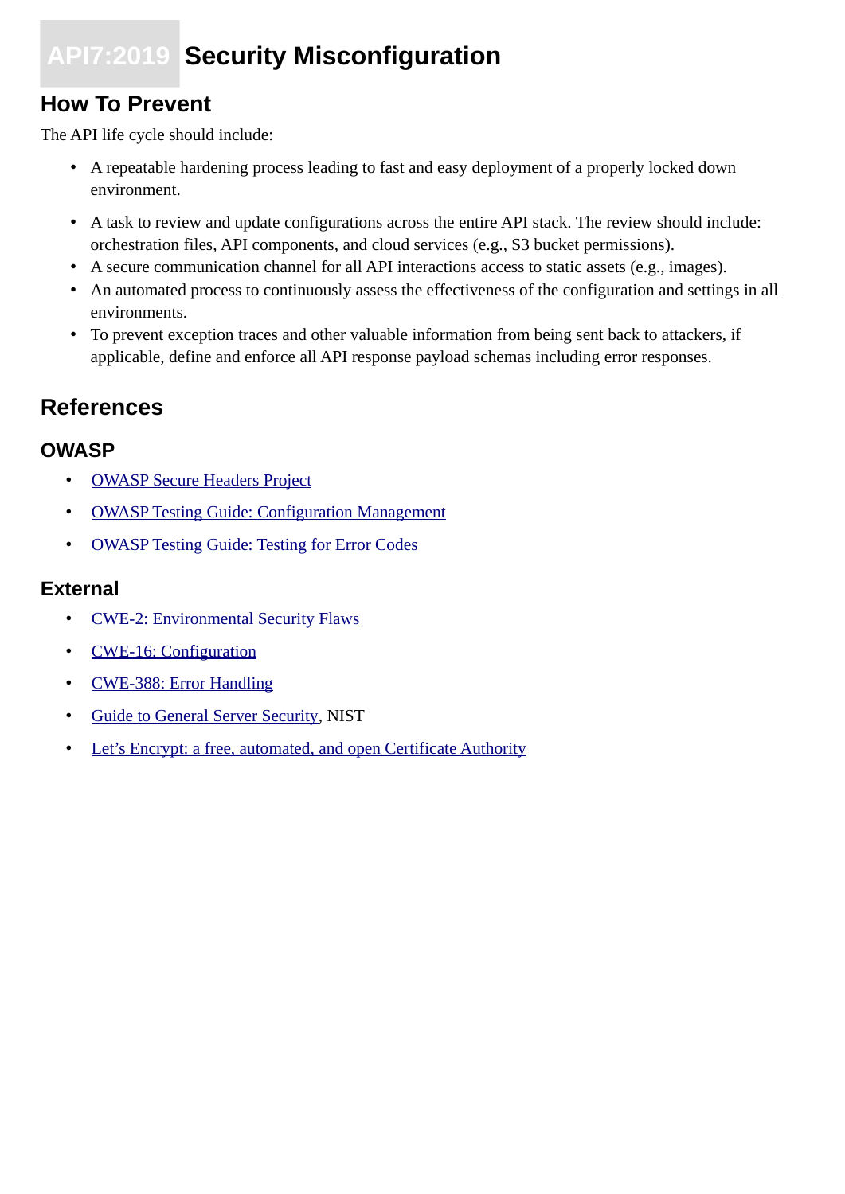# API7:2019 Security Misconfiguration

## How To Prevent

The API life cycle should include:

- A repeatable hardening process leading to fast and easy deployment of a properly locked down environment.
- A task to review and update configurations across the entire API stack. The review should include: orchestration files, API components, and cloud services (e.g., S3 bucket permissions).
- A secure communication channel for all API interactions access to static assets (e.g., images).
- An automated process to continuously assess the effectiveness of the configuration and settings in all environments.
- To prevent exception traces and other valuable information from being sent back to attackers, if applicable, define and enforce all API response payload schemas including error responses.

## References

### OWASP

- OWASP Secure Headers Project
- OWASP Testing Guide: Configuration Management
- OWASP Testing Guide: Testing for Error Codes

### External

- CWE-2: Environmental Security Flaws
- CWE-16: Configuration
- CWE-388: Error Handling
- Guide to General Server Security, NIST
- Let's Encrypt: a free, automated, and open Certificate Authority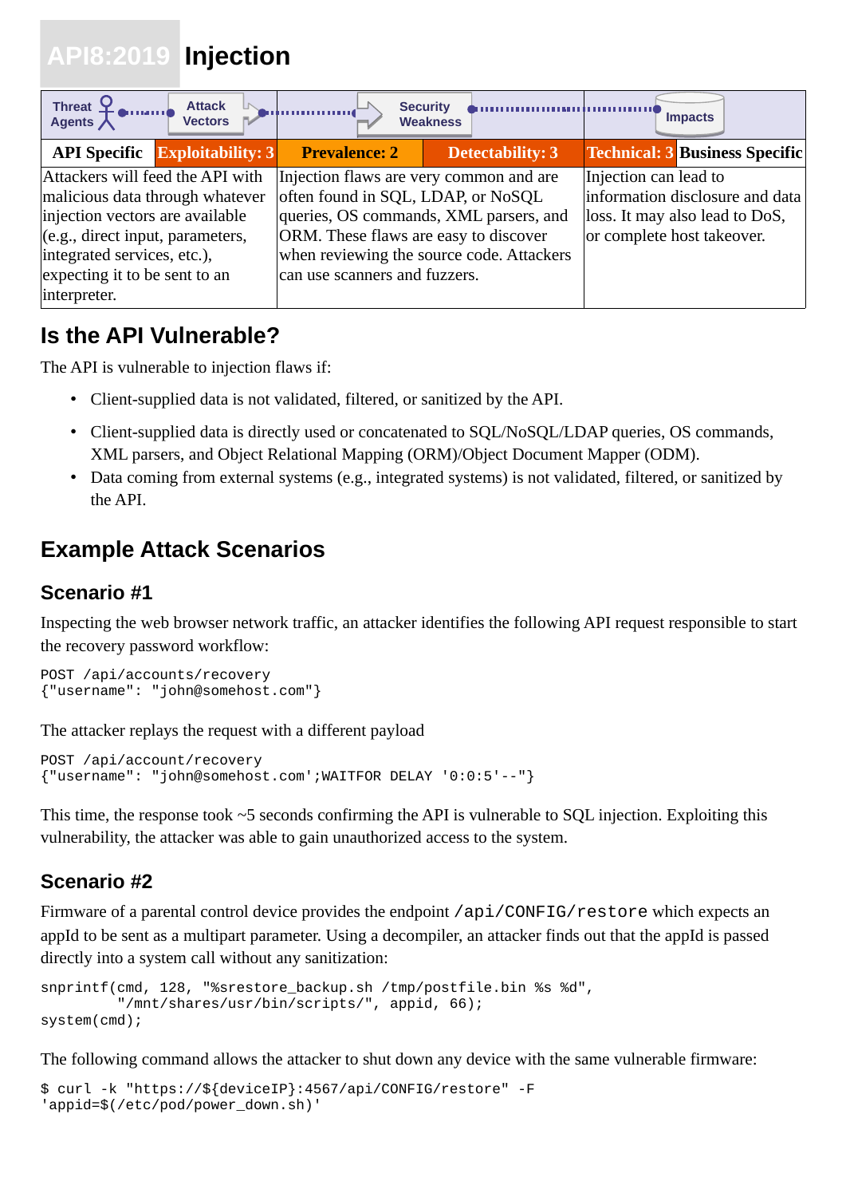# API8:2019 Injection

| Threat Agents / Attack Vectors | | Security Weakness | | Impacts | |
|---|---|---|---|---|---|
| API Specific | Exploitability: 3 | Prevalence: 2 | Detectability: 3 | Technical: 3 | Business Specific |
| Attackers will feed the API with malicious data through whatever injection vectors are available (e.g., direct input, parameters, integrated services, etc.), expecting it to be sent to an interpreter. | | Injection flaws are very common and are often found in SQL, LDAP, or NoSQL queries, OS commands, XML parsers, and ORM. These flaws are easy to discover when reviewing the source code. Attackers can use scanners and fuzzers. | | Injection can lead to information disclosure and data loss. It may also lead to DoS, or complete host takeover. | |

## Is the API Vulnerable?

The API is vulnerable to injection flaws if:

- Client-supplied data is not validated, filtered, or sanitized by the API.
- Client-supplied data is directly used or concatenated to SQL/NoSQL/LDAP queries, OS commands, XML parsers, and Object Relational Mapping (ORM)/Object Document Mapper (ODM).
- Data coming from external systems (e.g., integrated systems) is not validated, filtered, or sanitized by the API.

## Example Attack Scenarios

### Scenario #1

Inspecting the web browser network traffic, an attacker identifies the following API request responsible to start the recovery password workflow:

```
POST /api/accounts/recovery
{"username": "john@somehost.com"}
```

The attacker replays the request with a different payload

```
POST /api/account/recovery
{"username": "john@somehost.com';WAITFOR DELAY '0:0:5'--"}
```

This time, the response took ~5 seconds confirming the API is vulnerable to SQL injection. Exploiting this vulnerability, the attacker was able to gain unauthorized access to the system.

### Scenario #2

Firmware of a parental control device provides the endpoint `/api/CONFIG/restore` which expects an appId to be sent as a multipart parameter. Using a decompiler, an attacker finds out that the appId is passed directly into a system call without any sanitization:

```
snprintf(cmd, 128, "%srestore_backup.sh /tmp/postfile.bin %s %d",
         "/mnt/shares/usr/bin/scripts/", appid, 66);
system(cmd);
```

The following command allows the attacker to shut down any device with the same vulnerable firmware:

```
$ curl -k "https://${deviceIP}:4567/api/CONFIG/restore" -F
'appid=$(/etc/pod/power_down.sh)'
```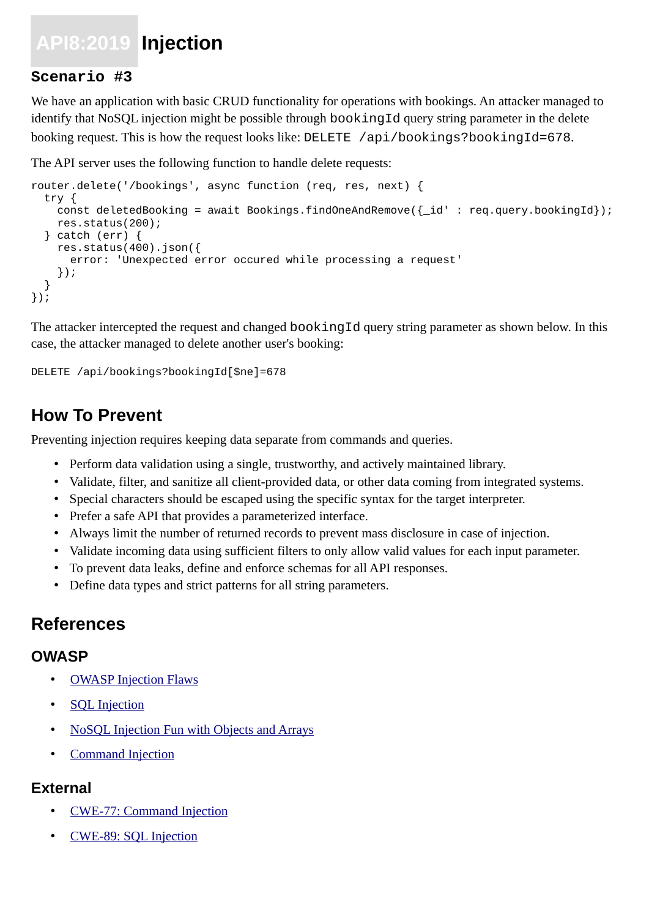# API8:2019 Injection

### Scenario #3

We have an application with basic CRUD functionality for operations with bookings. An attacker managed to identify that NoSQL injection might be possible through `bookingId` query string parameter in the delete booking request. This is how the request looks like: `DELETE /api/bookings?bookingId=678`.

The API server uses the following function to handle delete requests:

```
router.delete('/bookings', async function (req, res, next) {
  try {
    const deletedBooking = await Bookings.findOneAndRemove({_id' : req.query.bookingId});
    res.status(200);
  } catch (err) {
    res.status(400).json({
      error: 'Unexpected error occured while processing a request'
    });
  }
});
```

The attacker intercepted the request and changed `bookingId` query string parameter as shown below. In this case, the attacker managed to delete another user's booking:

```
DELETE /api/bookings?bookingId[$ne]=678
```

## How To Prevent

Preventing injection requires keeping data separate from commands and queries.

- Perform data validation using a single, trustworthy, and actively maintained library.
- Validate, filter, and sanitize all client-provided data, or other data coming from integrated systems.
- Special characters should be escaped using the specific syntax for the target interpreter.
- Prefer a safe API that provides a parameterized interface.
- Always limit the number of returned records to prevent mass disclosure in case of injection.
- Validate incoming data using sufficient filters to only allow valid values for each input parameter.
- To prevent data leaks, define and enforce schemas for all API responses.
- Define data types and strict patterns for all string parameters.

## References

### OWASP

- OWASP Injection Flaws
- SQL Injection
- NoSQL Injection Fun with Objects and Arrays
- Command Injection

### External

- CWE-77: Command Injection
- CWE-89: SQL Injection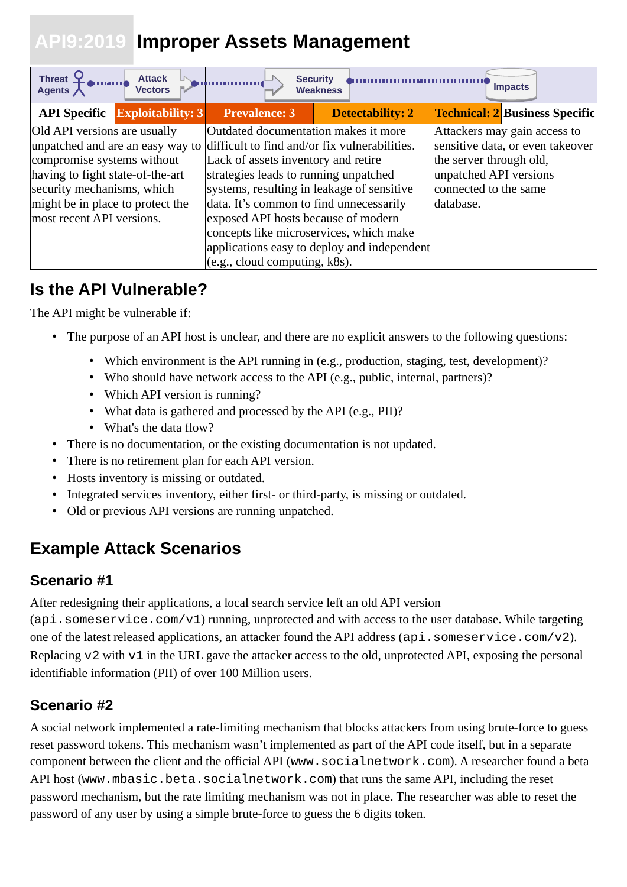# API9:2019 Improper Assets Management

| Threat Agents | Attack Vectors | Security Weakness | | Impacts | |
|---|---|---|---|---|---|
| API Specific | Exploitability: 3 | Prevalence: 3 | Detectability: 2 | Technical: 2 | Business Specific |
| Old API versions are usually unpatched and are an easy way to compromise systems without having to fight state-of-the-art security mechanisms, which might be in place to protect the most recent API versions. | | Outdated documentation makes it more difficult to find and/or fix vulnerabilities. Lack of assets inventory and retire strategies leads to running unpatched systems, resulting in leakage of sensitive data. It's common to find unnecessarily exposed API hosts because of modern concepts like microservices, which make applications easy to deploy and independent (e.g., cloud computing, k8s). | | Attackers may gain access to sensitive data, or even takeover the server through old, unpatched API versions connected to the same database. | |

## Is the API Vulnerable?

The API might be vulnerable if:

- The purpose of an API host is unclear, and there are no explicit answers to the following questions:
  - Which environment is the API running in (e.g., production, staging, test, development)?
  - Who should have network access to the API (e.g., public, internal, partners)?
  - Which API version is running?
  - What data is gathered and processed by the API (e.g., PII)?
  - What's the data flow?
- There is no documentation, or the existing documentation is not updated.
- There is no retirement plan for each API version.
- Hosts inventory is missing or outdated.
- Integrated services inventory, either first- or third-party, is missing or outdated.
- Old or previous API versions are running unpatched.

## Example Attack Scenarios

### Scenario #1

After redesigning their applications, a local search service left an old API version (`api.someservice.com/v1`) running, unprotected and with access to the user database. While targeting one of the latest released applications, an attacker found the API address (`api.someservice.com/v2`). Replacing `v2` with `v1` in the URL gave the attacker access to the old, unprotected API, exposing the personal identifiable information (PII) of over 100 Million users.

### Scenario #2

A social network implemented a rate-limiting mechanism that blocks attackers from using brute-force to guess reset password tokens. This mechanism wasn't implemented as part of the API code itself, but in a separate component between the client and the official API (`www.socialnetwork.com`). A researcher found a beta API host (`www.mbasic.beta.socialnetwork.com`) that runs the same API, including the reset password mechanism, but the rate limiting mechanism was not in place. The researcher was able to reset the password of any user by using a simple brute-force to guess the 6 digits token.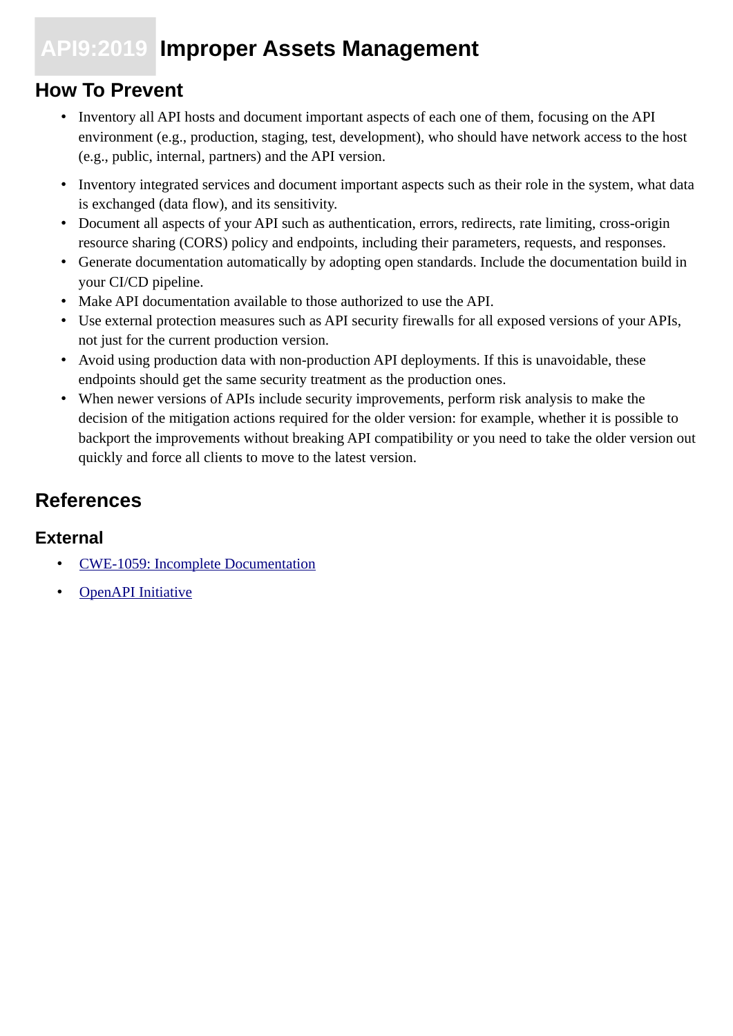# API9:2019 Improper Assets Management

## How To Prevent

- Inventory all API hosts and document important aspects of each one of them, focusing on the API environment (e.g., production, staging, test, development), who should have network access to the host (e.g., public, internal, partners) and the API version.
- Inventory integrated services and document important aspects such as their role in the system, what data is exchanged (data flow), and its sensitivity.
- Document all aspects of your API such as authentication, errors, redirects, rate limiting, cross-origin resource sharing (CORS) policy and endpoints, including their parameters, requests, and responses.
- Generate documentation automatically by adopting open standards. Include the documentation build in your CI/CD pipeline.
- Make API documentation available to those authorized to use the API.
- Use external protection measures such as API security firewalls for all exposed versions of your APIs, not just for the current production version.
- Avoid using production data with non-production API deployments. If this is unavoidable, these endpoints should get the same security treatment as the production ones.
- When newer versions of APIs include security improvements, perform risk analysis to make the decision of the mitigation actions required for the older version: for example, whether it is possible to backport the improvements without breaking API compatibility or you need to take the older version out quickly and force all clients to move to the latest version.

## References

### External

- CWE-1059: Incomplete Documentation
- OpenAPI Initiative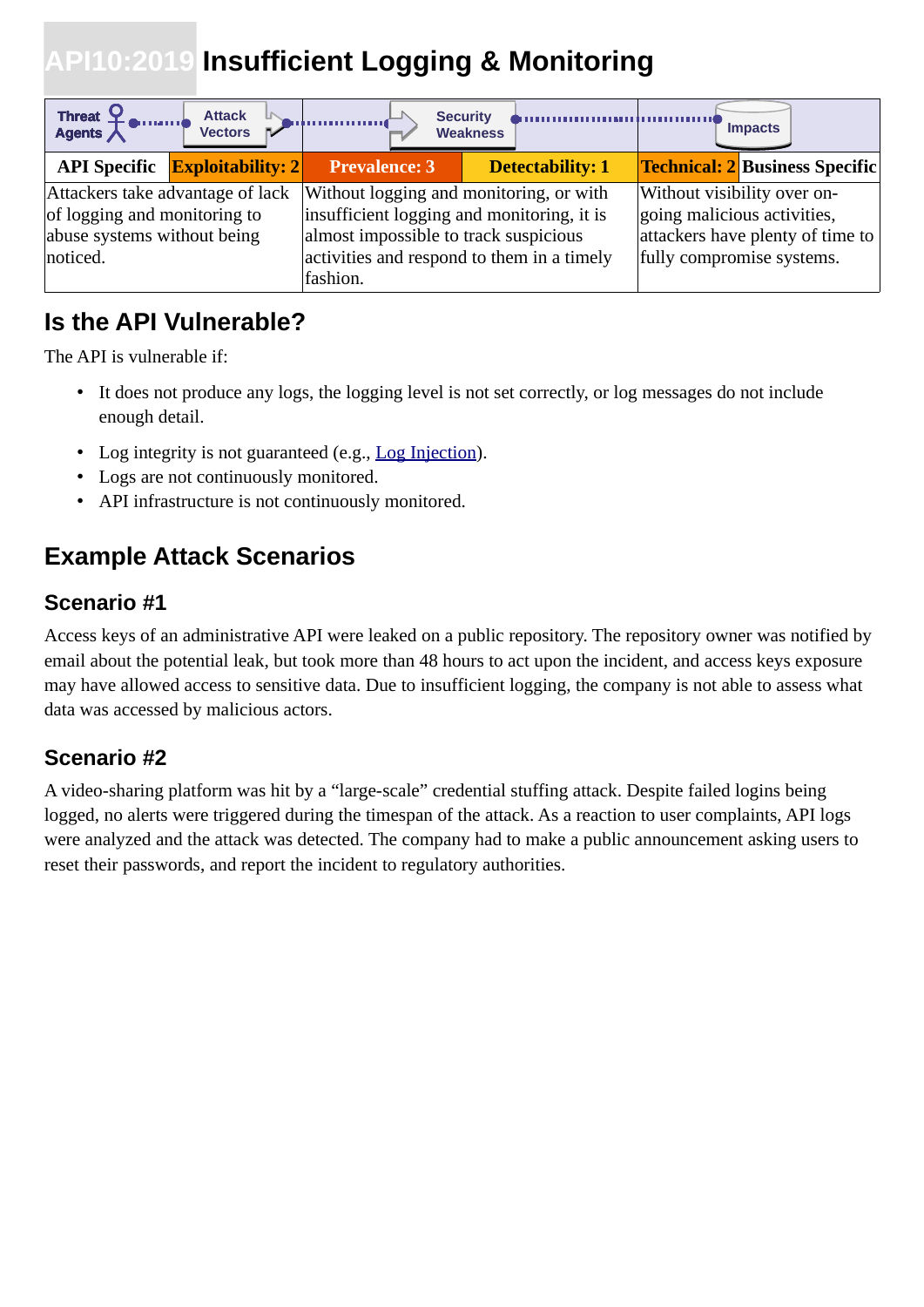# API10:2019 Insufficient Logging & Monitoring

| Threat Agents / Attack Vectors | | Security Weakness | | Impacts | |
|---|---|---|---|---|---|
| API Specific | Exploitability: 2 | Prevalence: 3 | Detectability: 1 | Technical: 2 | Business Specific |
| Attackers take advantage of lack of logging and monitoring to abuse systems without being noticed. | | Without logging and monitoring, or with insufficient logging and monitoring, it is almost impossible to track suspicious activities and respond to them in a timely fashion. | | Without visibility over on-going malicious activities, attackers have plenty of time to fully compromise systems. | |

## Is the API Vulnerable?

The API is vulnerable if:

- It does not produce any logs, the logging level is not set correctly, or log messages do not include enough detail.
- Log integrity is not guaranteed (e.g., Log Injection).
- Logs are not continuously monitored.
- API infrastructure is not continuously monitored.

## Example Attack Scenarios

### Scenario #1

Access keys of an administrative API were leaked on a public repository. The repository owner was notified by email about the potential leak, but took more than 48 hours to act upon the incident, and access keys exposure may have allowed access to sensitive data. Due to insufficient logging, the company is not able to assess what data was accessed by malicious actors.

### Scenario #2

A video-sharing platform was hit by a "large-scale" credential stuffing attack. Despite failed logins being logged, no alerts were triggered during the timespan of the attack. As a reaction to user complaints, API logs were analyzed and the attack was detected. The company had to make a public announcement asking users to reset their passwords, and report the incident to regulatory authorities.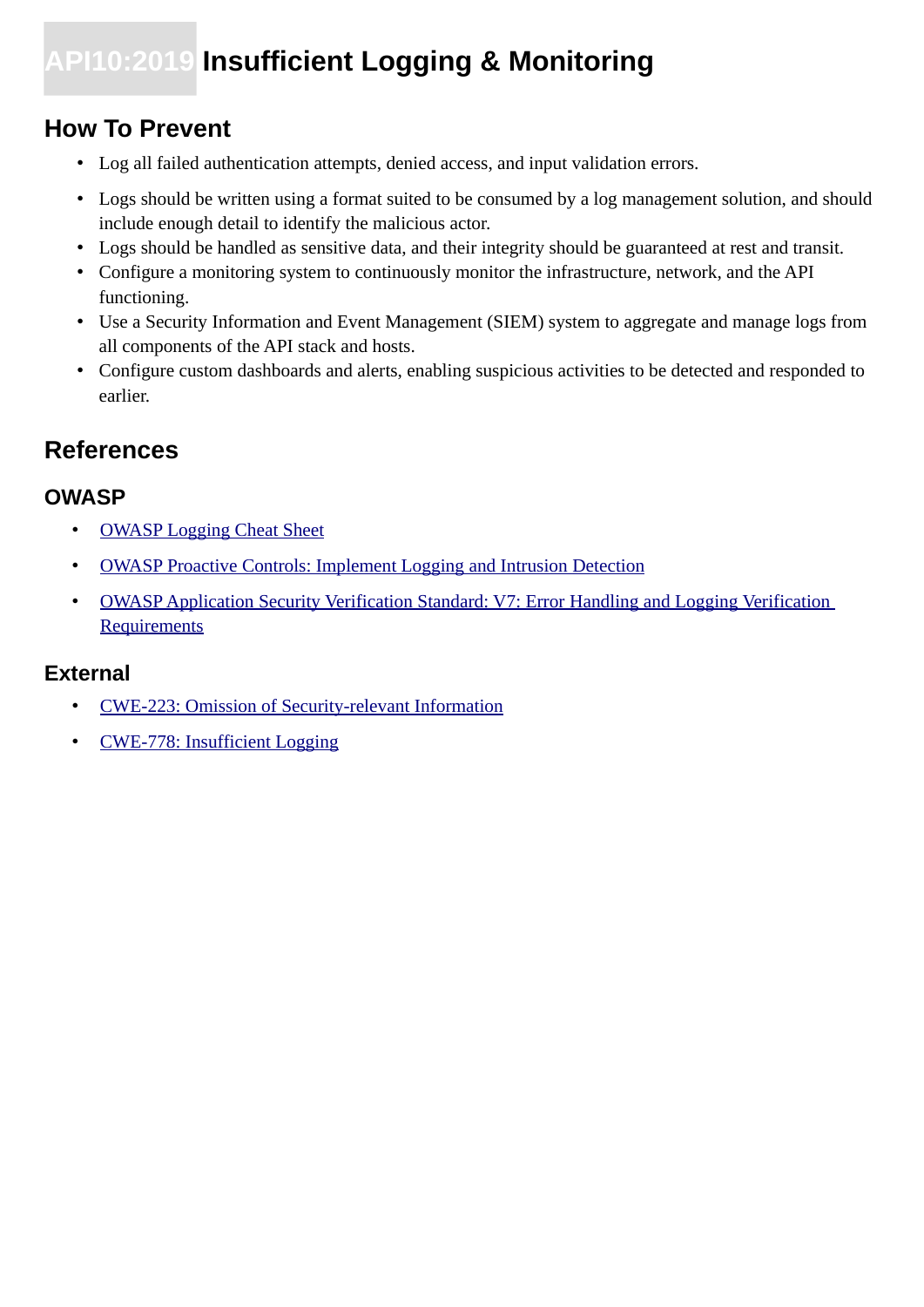# API10:2019 Insufficient Logging & Monitoring

## How To Prevent

- Log all failed authentication attempts, denied access, and input validation errors.
- Logs should be written using a format suited to be consumed by a log management solution, and should include enough detail to identify the malicious actor.
- Logs should be handled as sensitive data, and their integrity should be guaranteed at rest and transit.
- Configure a monitoring system to continuously monitor the infrastructure, network, and the API functioning.
- Use a Security Information and Event Management (SIEM) system to aggregate and manage logs from all components of the API stack and hosts.
- Configure custom dashboards and alerts, enabling suspicious activities to be detected and responded to earlier.

## References

### OWASP

- OWASP Logging Cheat Sheet
- OWASP Proactive Controls: Implement Logging and Intrusion Detection
- OWASP Application Security Verification Standard: V7: Error Handling and Logging Verification Requirements

### External

- CWE-223: Omission of Security-relevant Information
- CWE-778: Insufficient Logging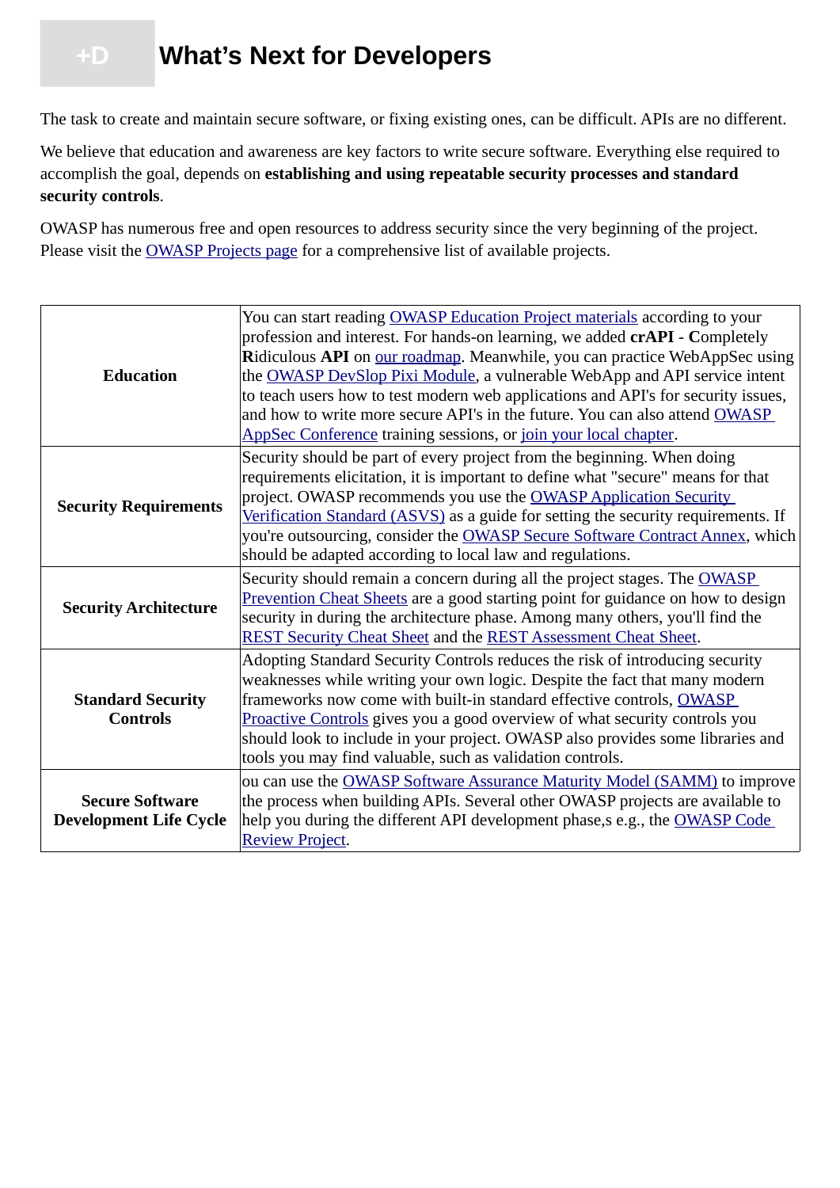# +D What's Next for Developers

The task to create and maintain secure software, or fixing existing ones, can be difficult. APIs are no different.

We believe that education and awareness are key factors to write secure software. Everything else required to accomplish the goal, depends on **establishing and using repeatable security processes and standard security controls**.

OWASP has numerous free and open resources to address security since the very beginning of the project. Please visit the OWASP Projects page for a comprehensive list of available projects.

| | |
|---|---|
| **Education** | You can start reading OWASP Education Project materials according to your profession and interest. For hands-on learning, we added **crAPI** - **C**ompletely **R**idiculous **API** on our roadmap. Meanwhile, you can practice WebAppSec using the OWASP DevSlop Pixi Module, a vulnerable WebApp and API service intent to teach users how to test modern web applications and API's for security issues, and how to write more secure API's in the future. You can also attend OWASP AppSec Conference training sessions, or join your local chapter. |
| **Security Requirements** | Security should be part of every project from the beginning. When doing requirements elicitation, it is important to define what "secure" means for that project. OWASP recommends you use the OWASP Application Security Verification Standard (ASVS) as a guide for setting the security requirements. If you're outsourcing, consider the OWASP Secure Software Contract Annex, which should be adapted according to local law and regulations. |
| **Security Architecture** | Security should remain a concern during all the project stages. The OWASP Prevention Cheat Sheets are a good starting point for guidance on how to design security in during the architecture phase. Among many others, you'll find the REST Security Cheat Sheet and the REST Assessment Cheat Sheet. |
| **Standard Security Controls** | Adopting Standard Security Controls reduces the risk of introducing security weaknesses while writing your own logic. Despite the fact that many modern frameworks now come with built-in standard effective controls, OWASP Proactive Controls gives you a good overview of what security controls you should look to include in your project. OWASP also provides some libraries and tools you may find valuable, such as validation controls. |
| **Secure Software Development Life Cycle** | ou can use the OWASP Software Assurance Maturity Model (SAMM) to improve the process when building APIs. Several other OWASP projects are available to help you during the different API development phase,s e.g., the OWASP Code Review Project. |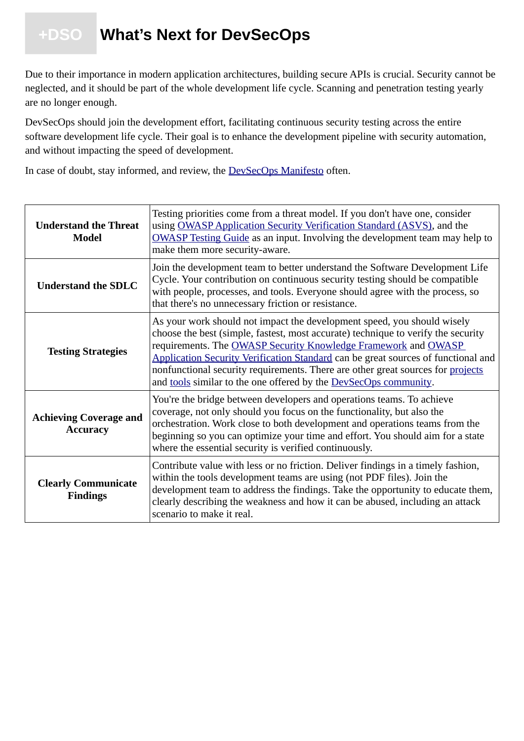# +DSO What's Next for DevSecOps

Due to their importance in modern application architectures, building secure APIs is crucial. Security cannot be neglected, and it should be part of the whole development life cycle. Scanning and penetration testing yearly are no longer enough.

DevSecOps should join the development effort, facilitating continuous security testing across the entire software development life cycle. Their goal is to enhance the development pipeline with security automation, and without impacting the speed of development.

In case of doubt, stay informed, and review, the DevSecOps Manifesto often.

| | |
|---|---|
| **Understand the Threat Model** | Testing priorities come from a threat model. If you don't have one, consider using OWASP Application Security Verification Standard (ASVS), and the OWASP Testing Guide as an input. Involving the development team may help to make them more security-aware. |
| **Understand the SDLC** | Join the development team to better understand the Software Development Life Cycle. Your contribution on continuous security testing should be compatible with people, processes, and tools. Everyone should agree with the process, so that there's no unnecessary friction or resistance. |
| **Testing Strategies** | As your work should not impact the development speed, you should wisely choose the best (simple, fastest, most accurate) technique to verify the security requirements. The OWASP Security Knowledge Framework and OWASP Application Security Verification Standard can be great sources of functional and nonfunctional security requirements. There are other great sources for projects and tools similar to the one offered by the DevSecOps community. |
| **Achieving Coverage and Accuracy** | You're the bridge between developers and operations teams. To achieve coverage, not only should you focus on the functionality, but also the orchestration. Work close to both development and operations teams from the beginning so you can optimize your time and effort. You should aim for a state where the essential security is verified continuously. |
| **Clearly Communicate Findings** | Contribute value with less or no friction. Deliver findings in a timely fashion, within the tools development teams are using (not PDF files). Join the development team to address the findings. Take the opportunity to educate them, clearly describing the weakness and how it can be abused, including an attack scenario to make it real. |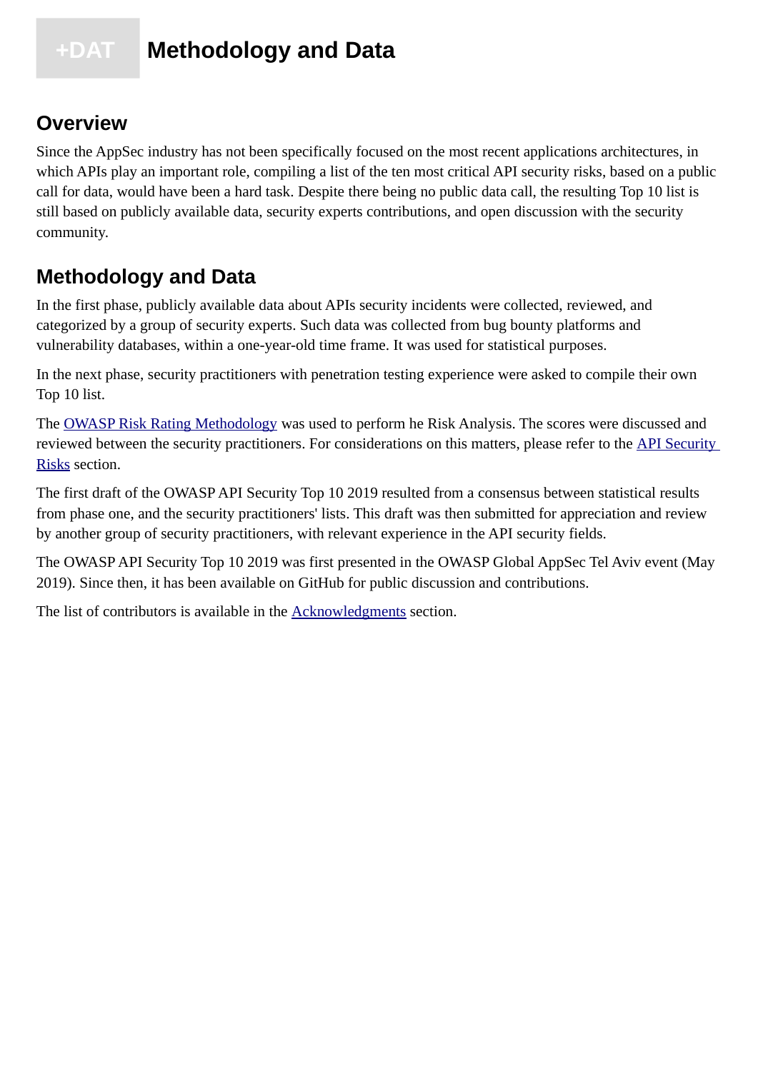# +DAT Methodology and Data

## Overview

Since the AppSec industry has not been specifically focused on the most recent applications architectures, in which APIs play an important role, compiling a list of the ten most critical API security risks, based on a public call for data, would have been a hard task. Despite there being no public data call, the resulting Top 10 list is still based on publicly available data, security experts contributions, and open discussion with the security community.

## Methodology and Data

In the first phase, publicly available data about APIs security incidents were collected, reviewed, and categorized by a group of security experts. Such data was collected from bug bounty platforms and vulnerability databases, within a one-year-old time frame. It was used for statistical purposes.

In the next phase, security practitioners with penetration testing experience were asked to compile their own Top 10 list.

The OWASP Risk Rating Methodology was used to perform he Risk Analysis. The scores were discussed and reviewed between the security practitioners. For considerations on this matters, please refer to the API Security Risks section.

The first draft of the OWASP API Security Top 10 2019 resulted from a consensus between statistical results from phase one, and the security practitioners' lists. This draft was then submitted for appreciation and review by another group of security practitioners, with relevant experience in the API security fields.

The OWASP API Security Top 10 2019 was first presented in the OWASP Global AppSec Tel Aviv event (May 2019). Since then, it has been available on GitHub for public discussion and contributions.

The list of contributors is available in the Acknowledgments section.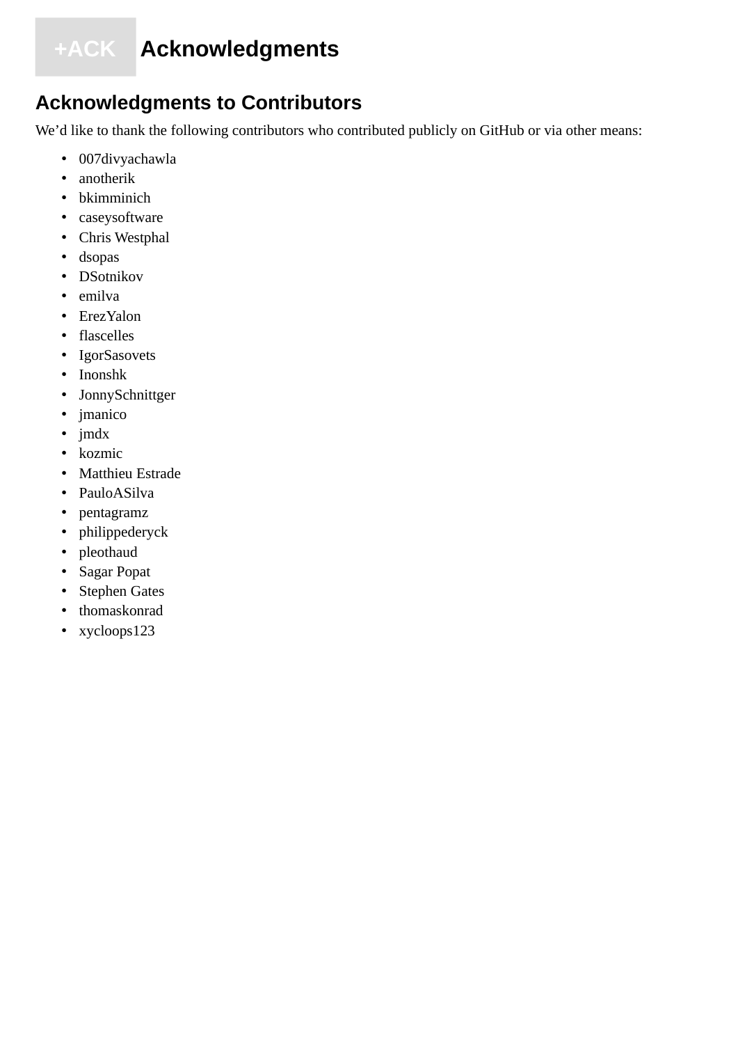# +ACK Acknowledgments

## Acknowledgments to Contributors

We’d like to thank the following contributors who contributed publicly on GitHub or via other means:

- 007divyachawla
- anotherik
- bkimminich
- caseysoftware
- Chris Westphal
- dsopas
- DSotnikov
- emilva
- ErezYalon
- flascelles
- IgorSasovets
- Inonshk
- JonnySchnittger
- jmanico
- jmdx
- kozmic
- Matthieu Estrade
- PauloASilva
- pentagramz
- philippederyck
- pleothaud
- Sagar Popat
- Stephen Gates
- thomaskonrad
- xycloops123